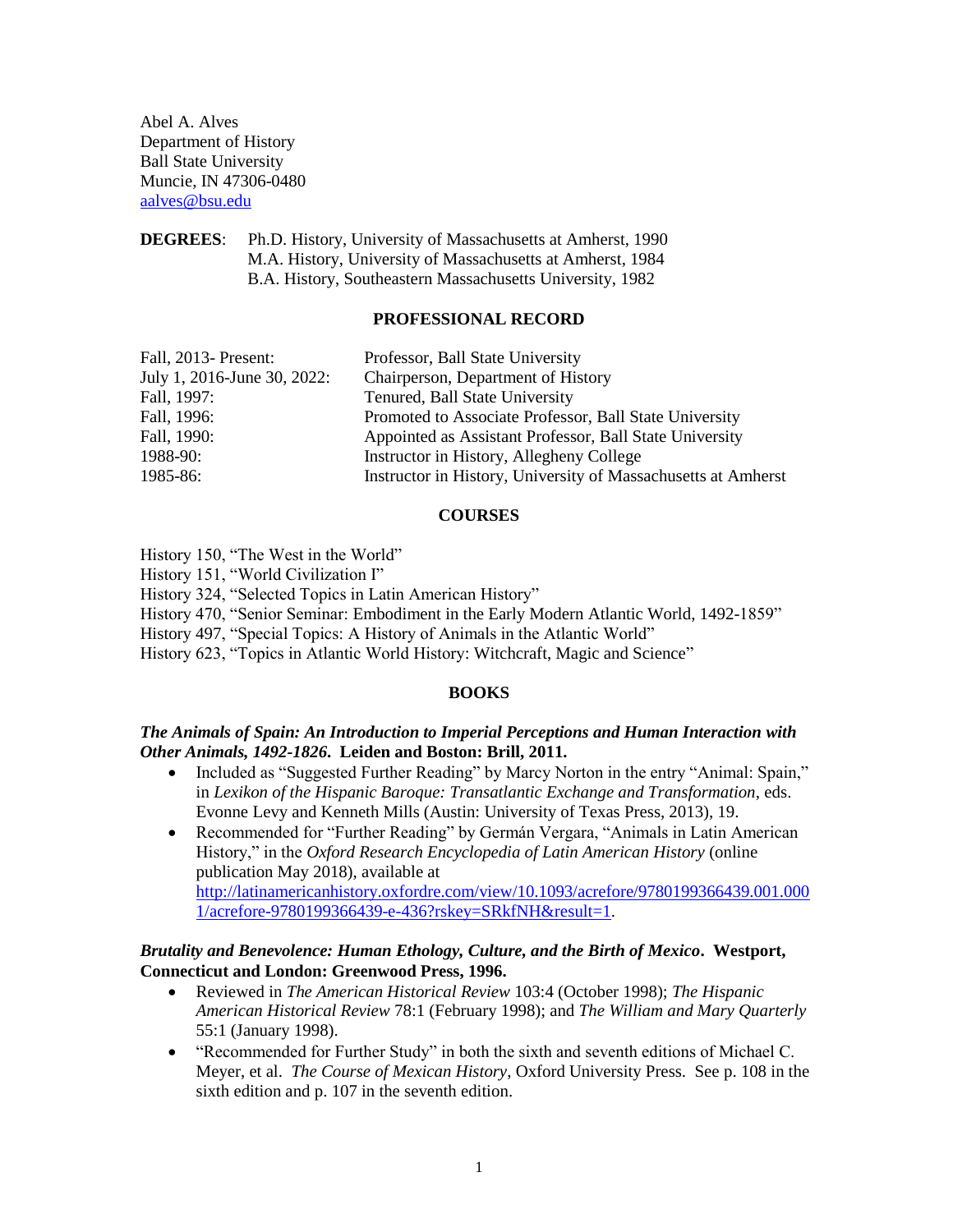Abel A. Alves
Department of History
Ball State University
Muncie, IN 47306-0480
[aalves@bsu.edu](mailto:aalves@bsu.edu)

**DEGREES**: Ph.D. History, University of Massachusetts at Amherst, 1990
M.A. History, University of Massachusetts at Amherst, 1984
B.A. History, Southeastern Massachusetts University, 1982

## PROFESSIONAL RECORD

| | |
|---|---|
| Fall, 2013- Present: | Professor, Ball State University |
| July 1, 2016-June 30, 2022: | Chairperson, Department of History |
| Fall, 1997: | Tenured, Ball State University |
| Fall, 1996: | Promoted to Associate Professor, Ball State University |
| Fall, 1990: | Appointed as Assistant Professor, Ball State University |
| 1988-90: | Instructor in History, Allegheny College |
| 1985-86: | Instructor in History, University of Massachusetts at Amherst |

## COURSES

History 150, "The West in the World"
History 151, "World Civilization I"
History 324, "Selected Topics in Latin American History"
History 470, "Senior Seminar: Embodiment in the Early Modern Atlantic World, 1492-1859"
History 497, "Special Topics: A History of Animals in the Atlantic World"
History 623, "Topics in Atlantic World History: Witchcraft, Magic and Science"

## BOOKS

***The Animals of Spain: An Introduction to Imperial Perceptions and Human Interaction with Other Animals, 1492-1826*. Leiden and Boston: Brill, 2011.**

- Included as "Suggested Further Reading" by Marcy Norton in the entry "Animal: Spain," in *Lexikon of the Hispanic Baroque: Transatlantic Exchange and Transformation*, eds. Evonne Levy and Kenneth Mills (Austin: University of Texas Press, 2013), 19.
- Recommended for "Further Reading" by Germán Vergara, "Animals in Latin American History," in the *Oxford Research Encyclopedia of Latin American History* (online publication May 2018), available at [http://latinamericanhistory.oxfordre.com/view/10.1093/acrefore/9780199366439.001.0001/acrefore-9780199366439-e-436?rskey=SRkfNH&result=1](http://latinamericanhistory.oxfordre.com/view/10.1093/acrefore/9780199366439.001.0001/acrefore-9780199366439-e-436?rskey=SRkfNH&result=1).

***Brutality and Benevolence: Human Ethology, Culture, and the Birth of Mexico*. Westport, Connecticut and London: Greenwood Press, 1996.**

- Reviewed in *The American Historical Review* 103:4 (October 1998); *The Hispanic American Historical Review* 78:1 (February 1998); and *The William and Mary Quarterly* 55:1 (January 1998).
- "Recommended for Further Study" in both the sixth and seventh editions of Michael C. Meyer, et al. *The Course of Mexican History*, Oxford University Press. See p. 108 in the sixth edition and p. 107 in the seventh edition.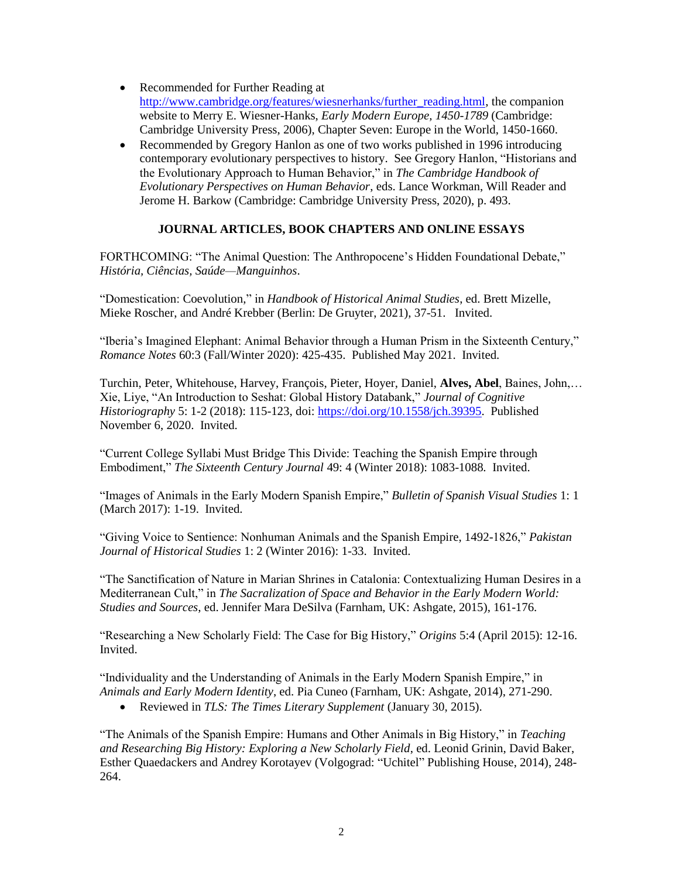- Recommended for Further Reading at http://www.cambridge.org/features/wiesnerhanks/further_reading.html, the companion website to Merry E. Wiesner-Hanks, *Early Modern Europe, 1450-1789* (Cambridge: Cambridge University Press, 2006), Chapter Seven: Europe in the World, 1450-1660.
- Recommended by Gregory Hanlon as one of two works published in 1996 introducing contemporary evolutionary perspectives to history. See Gregory Hanlon, "Historians and the Evolutionary Approach to Human Behavior," in *The Cambridge Handbook of Evolutionary Perspectives on Human Behavior*, eds. Lance Workman, Will Reader and Jerome H. Barkow (Cambridge: Cambridge University Press, 2020), p. 493.

## JOURNAL ARTICLES, BOOK CHAPTERS AND ONLINE ESSAYS

FORTHCOMING: "The Animal Question: The Anthropocene's Hidden Foundational Debate," *História, Ciências, Saúde—Manguinhos*.

"Domestication: Coevolution," in *Handbook of Historical Animal Studies*, ed. Brett Mizelle, Mieke Roscher, and André Krebber (Berlin: De Gruyter, 2021), 37-51. Invited.

"Iberia's Imagined Elephant: Animal Behavior through a Human Prism in the Sixteenth Century," *Romance Notes* 60:3 (Fall/Winter 2020): 425-435. Published May 2021. Invited.

Turchin, Peter, Whitehouse, Harvey, François, Pieter, Hoyer, Daniel, **Alves, Abel**, Baines, John,… Xie, Liye, "An Introduction to Seshat: Global History Databank," *Journal of Cognitive Historiography* 5: 1-2 (2018): 115-123, doi: https://doi.org/10.1558/jch.39395. Published November 6, 2020. Invited.

"Current College Syllabi Must Bridge This Divide: Teaching the Spanish Empire through Embodiment," *The Sixteenth Century Journal* 49: 4 (Winter 2018): 1083-1088. Invited.

"Images of Animals in the Early Modern Spanish Empire," *Bulletin of Spanish Visual Studies* 1: 1 (March 2017): 1-19. Invited.

"Giving Voice to Sentience: Nonhuman Animals and the Spanish Empire, 1492-1826," *Pakistan Journal of Historical Studies* 1: 2 (Winter 2016): 1-33. Invited.

"The Sanctification of Nature in Marian Shrines in Catalonia: Contextualizing Human Desires in a Mediterranean Cult," in *The Sacralization of Space and Behavior in the Early Modern World: Studies and Sources*, ed. Jennifer Mara DeSilva (Farnham, UK: Ashgate, 2015), 161-176.

"Researching a New Scholarly Field: The Case for Big History," *Origins* 5:4 (April 2015): 12-16. Invited.

"Individuality and the Understanding of Animals in the Early Modern Spanish Empire," in *Animals and Early Modern Identity*, ed. Pia Cuneo (Farnham, UK: Ashgate, 2014), 271-290.

- Reviewed in *TLS: The Times Literary Supplement* (January 30, 2015).

"The Animals of the Spanish Empire: Humans and Other Animals in Big History," in *Teaching and Researching Big History: Exploring a New Scholarly Field*, ed. Leonid Grinin, David Baker, Esther Quaedackers and Andrey Korotayev (Volgograd: "Uchitel" Publishing House, 2014), 248-264.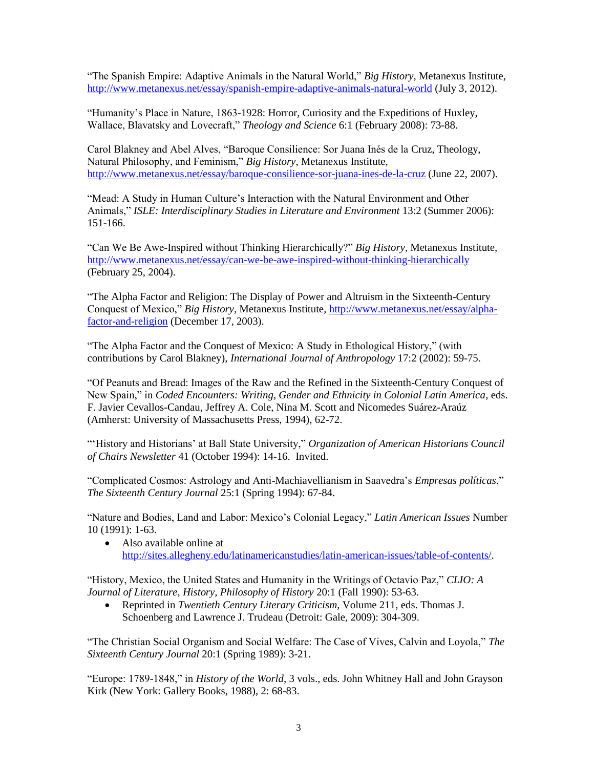"The Spanish Empire: Adaptive Animals in the Natural World," *Big History*, Metanexus Institute, http://www.metanexus.net/essay/spanish-empire-adaptive-animals-natural-world (July 3, 2012).

"Humanity's Place in Nature, 1863-1928: Horror, Curiosity and the Expeditions of Huxley, Wallace, Blavatsky and Lovecraft," *Theology and Science* 6:1 (February 2008): 73-88.

Carol Blakney and Abel Alves, "Baroque Consilience: Sor Juana Inés de la Cruz, Theology, Natural Philosophy, and Feminism," *Big History*, Metanexus Institute, http://www.metanexus.net/essay/baroque-consilience-sor-juana-ines-de-la-cruz (June 22, 2007).

"Mead: A Study in Human Culture's Interaction with the Natural Environment and Other Animals," *ISLE: Interdisciplinary Studies in Literature and Environment* 13:2 (Summer 2006): 151-166.

"Can We Be Awe-Inspired without Thinking Hierarchically?" *Big History*, Metanexus Institute, http://www.metanexus.net/essay/can-we-be-awe-inspired-without-thinking-hierarchically (February 25, 2004).

"The Alpha Factor and Religion: The Display of Power and Altruism in the Sixteenth-Century Conquest of Mexico," *Big History*, Metanexus Institute, http://www.metanexus.net/essay/alpha-factor-and-religion (December 17, 2003).

"The Alpha Factor and the Conquest of Mexico: A Study in Ethological History," (with contributions by Carol Blakney), *International Journal of Anthropology* 17:2 (2002): 59-75.

"Of Peanuts and Bread: Images of the Raw and the Refined in the Sixteenth-Century Conquest of New Spain," in *Coded Encounters: Writing, Gender and Ethnicity in Colonial Latin America*, eds. F. Javier Cevallos-Candau, Jeffrey A. Cole, Nina M. Scott and Nicomedes Suárez-Araúz (Amherst: University of Massachusetts Press, 1994), 62-72.

"'History and Historians' at Ball State University," *Organization of American Historians Council of Chairs Newsletter* 41 (October 1994): 14-16. Invited.

"Complicated Cosmos: Astrology and Anti-Machiavellianism in Saavedra's *Empresas políticas*," *The Sixteenth Century Journal* 25:1 (Spring 1994): 67-84.

"Nature and Bodies, Land and Labor: Mexico's Colonial Legacy," *Latin American Issues* Number 10 (1991): 1-63.

- Also available online at http://sites.allegheny.edu/latinamericanstudies/latin-american-issues/table-of-contents/.

"History, Mexico, the United States and Humanity in the Writings of Octavio Paz," *CLIO: A Journal of Literature, History, Philosophy of History* 20:1 (Fall 1990): 53-63.

- Reprinted in *Twentieth Century Literary Criticism*, Volume 211, eds. Thomas J. Schoenberg and Lawrence J. Trudeau (Detroit: Gale, 2009): 304-309.

"The Christian Social Organism and Social Welfare: The Case of Vives, Calvin and Loyola," *The Sixteenth Century Journal* 20:1 (Spring 1989): 3-21.

"Europe: 1789-1848," in *History of the World*, 3 vols., eds. John Whitney Hall and John Grayson Kirk (New York: Gallery Books, 1988), 2: 68-83.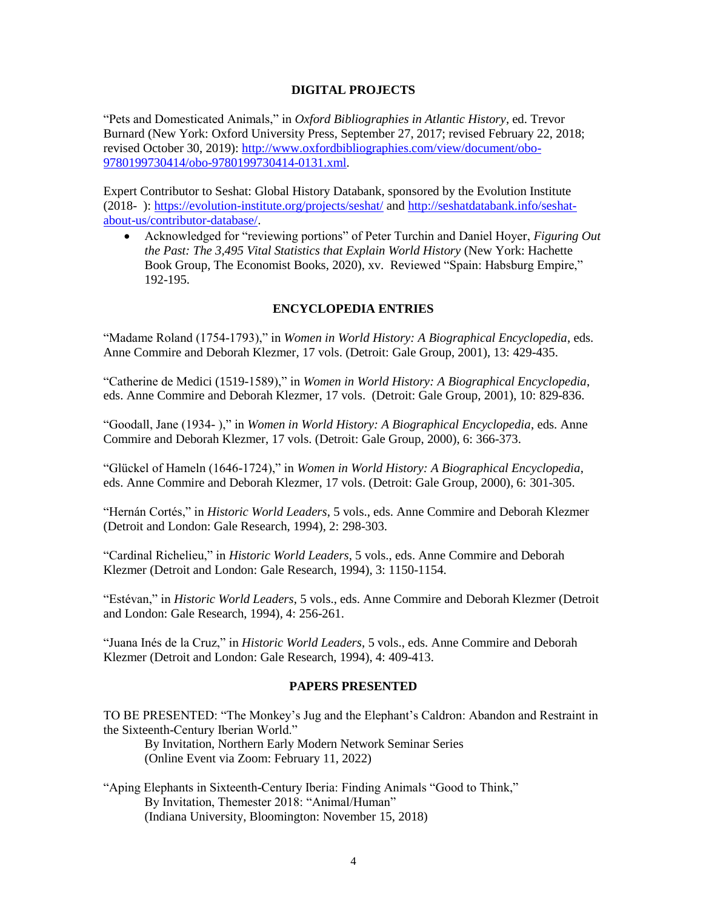## DIGITAL PROJECTS

"Pets and Domesticated Animals," in *Oxford Bibliographies in Atlantic History*, ed. Trevor Burnard (New York: Oxford University Press, September 27, 2017; revised February 22, 2018; revised October 30, 2019): [http://www.oxfordbibliographies.com/view/document/obo-9780199730414/obo-9780199730414-0131.xml](http://www.oxfordbibliographies.com/view/document/obo-9780199730414/obo-9780199730414-0131.xml).

Expert Contributor to Seshat: Global History Databank, sponsored by the Evolution Institute (2018- ): [https://evolution-institute.org/projects/seshat/](https://evolution-institute.org/projects/seshat/) and [http://seshatdatabank.info/seshat-about-us/contributor-database/](http://seshatdatabank.info/seshat-about-us/contributor-database/).

- Acknowledged for "reviewing portions" of Peter Turchin and Daniel Hoyer, *Figuring Out the Past: The 3,495 Vital Statistics that Explain World History* (New York: Hachette Book Group, The Economist Books, 2020), xv. Reviewed "Spain: Habsburg Empire," 192-195.

## ENCYCLOPEDIA ENTRIES

"Madame Roland (1754-1793)," in *Women in World History: A Biographical Encyclopedia*, eds. Anne Commire and Deborah Klezmer, 17 vols. (Detroit: Gale Group, 2001), 13: 429-435.

"Catherine de Medici (1519-1589)," in *Women in World History: A Biographical Encyclopedia*, eds. Anne Commire and Deborah Klezmer, 17 vols. (Detroit: Gale Group, 2001), 10: 829-836.

"Goodall, Jane (1934- )," in *Women in World History: A Biographical Encyclopedia*, eds. Anne Commire and Deborah Klezmer, 17 vols. (Detroit: Gale Group, 2000), 6: 366-373.

"Glückel of Hameln (1646-1724)," in *Women in World History: A Biographical Encyclopedia*, eds. Anne Commire and Deborah Klezmer, 17 vols. (Detroit: Gale Group, 2000), 6: 301-305.

"Hernán Cortés," in *Historic World Leaders*, 5 vols., eds. Anne Commire and Deborah Klezmer (Detroit and London: Gale Research, 1994), 2: 298-303.

"Cardinal Richelieu," in *Historic World Leaders*, 5 vols., eds. Anne Commire and Deborah Klezmer (Detroit and London: Gale Research, 1994), 3: 1150-1154.

"Estévan," in *Historic World Leaders*, 5 vols., eds. Anne Commire and Deborah Klezmer (Detroit and London: Gale Research, 1994), 4: 256-261.

"Juana Inés de la Cruz," in *Historic World Leaders*, 5 vols., eds. Anne Commire and Deborah Klezmer (Detroit and London: Gale Research, 1994), 4: 409-413.

## PAPERS PRESENTED

TO BE PRESENTED: "The Monkey's Jug and the Elephant's Caldron: Abandon and Restraint in the Sixteenth-Century Iberian World."
By Invitation, Northern Early Modern Network Seminar Series
(Online Event via Zoom: February 11, 2022)

"Aping Elephants in Sixteenth-Century Iberia: Finding Animals "Good to Think,"
By Invitation, Themester 2018: "Animal/Human"
(Indiana University, Bloomington: November 15, 2018)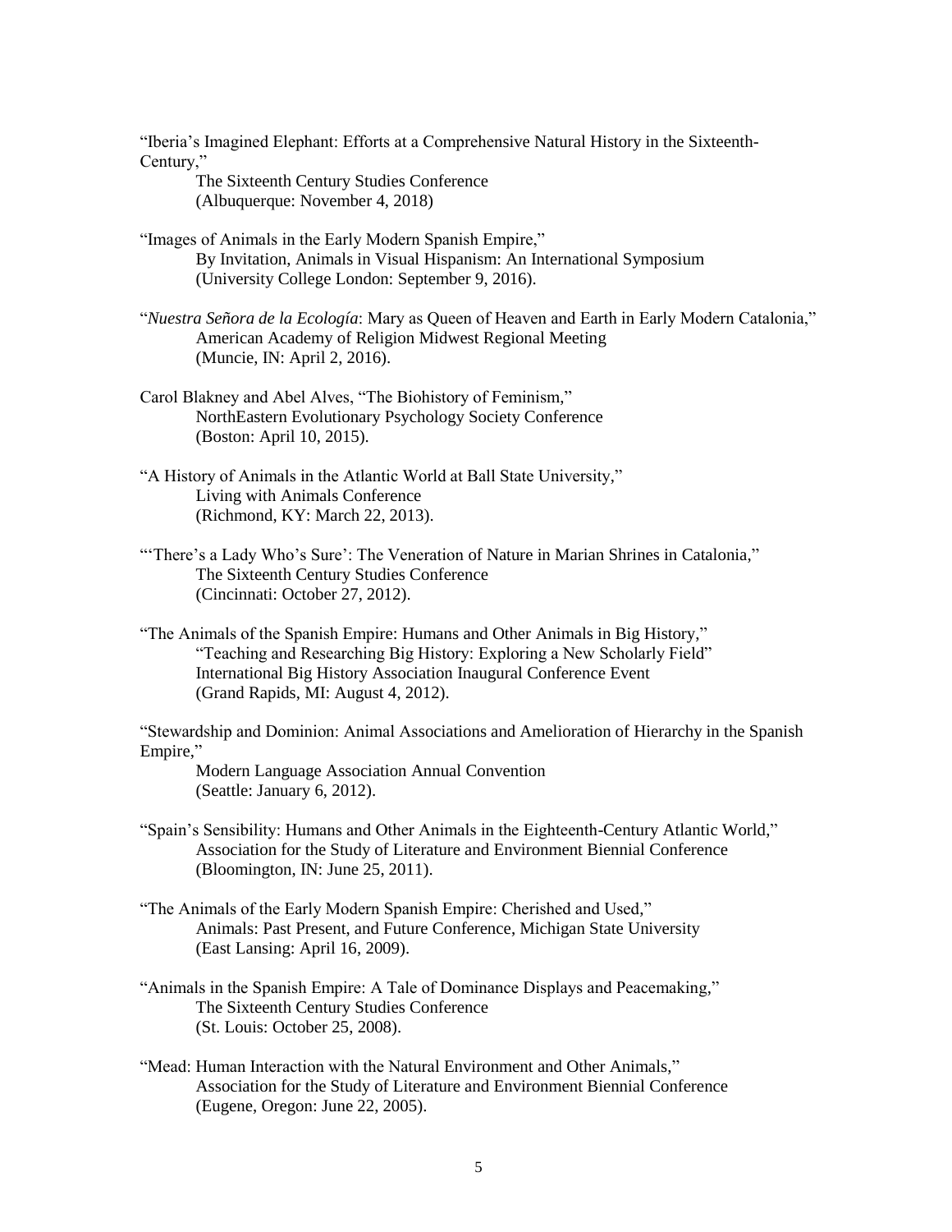"Iberia's Imagined Elephant: Efforts at a Comprehensive Natural History in the Sixteenth-Century,"
The Sixteenth Century Studies Conference
(Albuquerque: November 4, 2018)

"Images of Animals in the Early Modern Spanish Empire,"
By Invitation, Animals in Visual Hispanism: An International Symposium
(University College London: September 9, 2016).

"*Nuestra Señora de la Ecología*: Mary as Queen of Heaven and Earth in Early Modern Catalonia,"
American Academy of Religion Midwest Regional Meeting
(Muncie, IN: April 2, 2016).

Carol Blakney and Abel Alves, "The Biohistory of Feminism,"
NorthEastern Evolutionary Psychology Society Conference
(Boston: April 10, 2015).

"A History of Animals in the Atlantic World at Ball State University,"
Living with Animals Conference
(Richmond, KY: March 22, 2013).

"'There's a Lady Who's Sure': The Veneration of Nature in Marian Shrines in Catalonia,"
The Sixteenth Century Studies Conference
(Cincinnati: October 27, 2012).

"The Animals of the Spanish Empire: Humans and Other Animals in Big History,"
"Teaching and Researching Big History: Exploring a New Scholarly Field"
International Big History Association Inaugural Conference Event
(Grand Rapids, MI: August 4, 2012).

"Stewardship and Dominion: Animal Associations and Amelioration of Hierarchy in the Spanish Empire,"
Modern Language Association Annual Convention
(Seattle: January 6, 2012).

"Spain's Sensibility: Humans and Other Animals in the Eighteenth-Century Atlantic World,"
Association for the Study of Literature and Environment Biennial Conference
(Bloomington, IN: June 25, 2011).

"The Animals of the Early Modern Spanish Empire: Cherished and Used,"
Animals: Past Present, and Future Conference, Michigan State University
(East Lansing: April 16, 2009).

"Animals in the Spanish Empire: A Tale of Dominance Displays and Peacemaking,"
The Sixteenth Century Studies Conference
(St. Louis: October 25, 2008).

"Mead: Human Interaction with the Natural Environment and Other Animals,"
Association for the Study of Literature and Environment Biennial Conference
(Eugene, Oregon: June 22, 2005).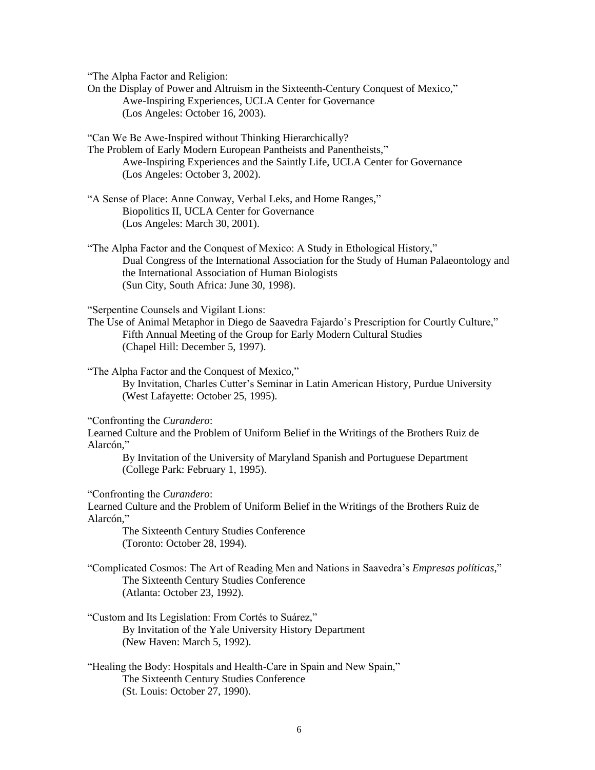"The Alpha Factor and Religion:
On the Display of Power and Altruism in the Sixteenth-Century Conquest of Mexico,"
Awe-Inspiring Experiences, UCLA Center for Governance
(Los Angeles: October 16, 2003).

"Can We Be Awe-Inspired without Thinking Hierarchically?
The Problem of Early Modern European Pantheists and Panentheists,"
Awe-Inspiring Experiences and the Saintly Life, UCLA Center for Governance
(Los Angeles: October 3, 2002).

"A Sense of Place: Anne Conway, Verbal Leks, and Home Ranges,"
Biopolitics II, UCLA Center for Governance
(Los Angeles: March 30, 2001).

"The Alpha Factor and the Conquest of Mexico: A Study in Ethological History,"
Dual Congress of the International Association for the Study of Human Palaeontology and the International Association of Human Biologists
(Sun City, South Africa: June 30, 1998).

"Serpentine Counsels and Vigilant Lions:
The Use of Animal Metaphor in Diego de Saavedra Fajardo's Prescription for Courtly Culture,"
Fifth Annual Meeting of the Group for Early Modern Cultural Studies
(Chapel Hill: December 5, 1997).

"The Alpha Factor and the Conquest of Mexico,"
By Invitation, Charles Cutter's Seminar in Latin American History, Purdue University
(West Lafayette: October 25, 1995).

"Confronting the *Curandero*:
Learned Culture and the Problem of Uniform Belief in the Writings of the Brothers Ruiz de Alarcón,"
By Invitation of the University of Maryland Spanish and Portuguese Department
(College Park: February 1, 1995).

"Confronting the *Curandero*:
Learned Culture and the Problem of Uniform Belief in the Writings of the Brothers Ruiz de Alarcón,"
The Sixteenth Century Studies Conference
(Toronto: October 28, 1994).

"Complicated Cosmos: The Art of Reading Men and Nations in Saavedra's *Empresas políticas*,"
The Sixteenth Century Studies Conference
(Atlanta: October 23, 1992).

"Custom and Its Legislation: From Cortés to Suárez,"
By Invitation of the Yale University History Department
(New Haven: March 5, 1992).

"Healing the Body: Hospitals and Health-Care in Spain and New Spain,"
The Sixteenth Century Studies Conference
(St. Louis: October 27, 1990).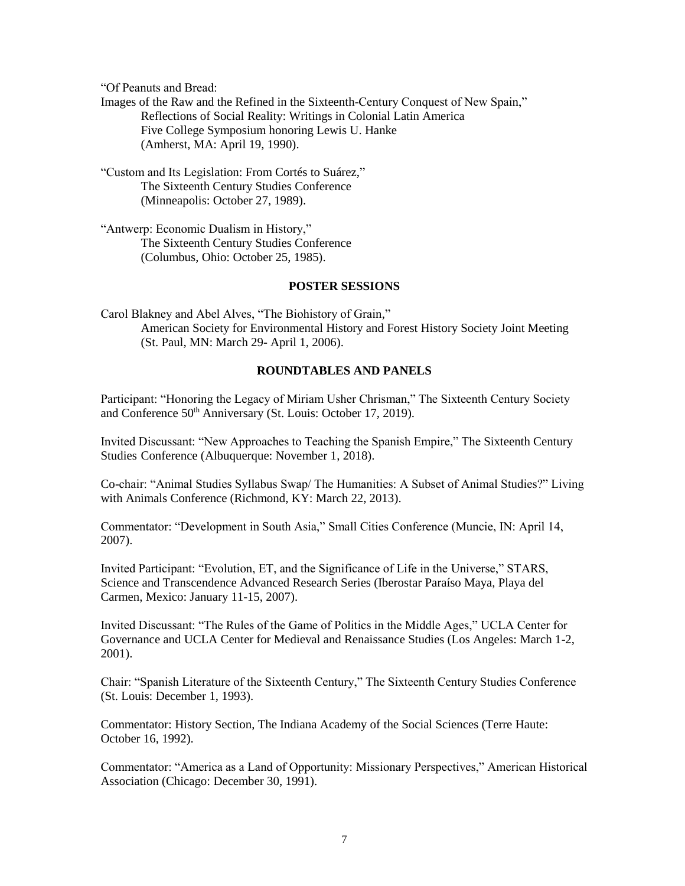"Of Peanuts and Bread:
Images of the Raw and the Refined in the Sixteenth-Century Conquest of New Spain,"
Reflections of Social Reality: Writings in Colonial Latin America
Five College Symposium honoring Lewis U. Hanke
(Amherst, MA: April 19, 1990).

"Custom and Its Legislation: From Cortés to Suárez,"
The Sixteenth Century Studies Conference
(Minneapolis: October 27, 1989).

"Antwerp: Economic Dualism in History,"
The Sixteenth Century Studies Conference
(Columbus, Ohio: October 25, 1985).

## POSTER SESSIONS

Carol Blakney and Abel Alves, "The Biohistory of Grain,"
American Society for Environmental History and Forest History Society Joint Meeting
(St. Paul, MN: March 29- April 1, 2006).

## ROUNDTABLES AND PANELS

Participant: "Honoring the Legacy of Miriam Usher Chrisman," The Sixteenth Century Society and Conference 50th Anniversary (St. Louis: October 17, 2019).

Invited Discussant: "New Approaches to Teaching the Spanish Empire," The Sixteenth Century Studies Conference (Albuquerque: November 1, 2018).

Co-chair: "Animal Studies Syllabus Swap/ The Humanities: A Subset of Animal Studies?" Living with Animals Conference (Richmond, KY: March 22, 2013).

Commentator: "Development in South Asia," Small Cities Conference (Muncie, IN: April 14, 2007).

Invited Participant: "Evolution, ET, and the Significance of Life in the Universe," STARS, Science and Transcendence Advanced Research Series (Iberostar Paraíso Maya, Playa del Carmen, Mexico: January 11-15, 2007).

Invited Discussant: "The Rules of the Game of Politics in the Middle Ages," UCLA Center for Governance and UCLA Center for Medieval and Renaissance Studies (Los Angeles: March 1-2, 2001).

Chair: "Spanish Literature of the Sixteenth Century," The Sixteenth Century Studies Conference (St. Louis: December 1, 1993).

Commentator: History Section, The Indiana Academy of the Social Sciences (Terre Haute: October 16, 1992).

Commentator: "America as a Land of Opportunity: Missionary Perspectives," American Historical Association (Chicago: December 30, 1991).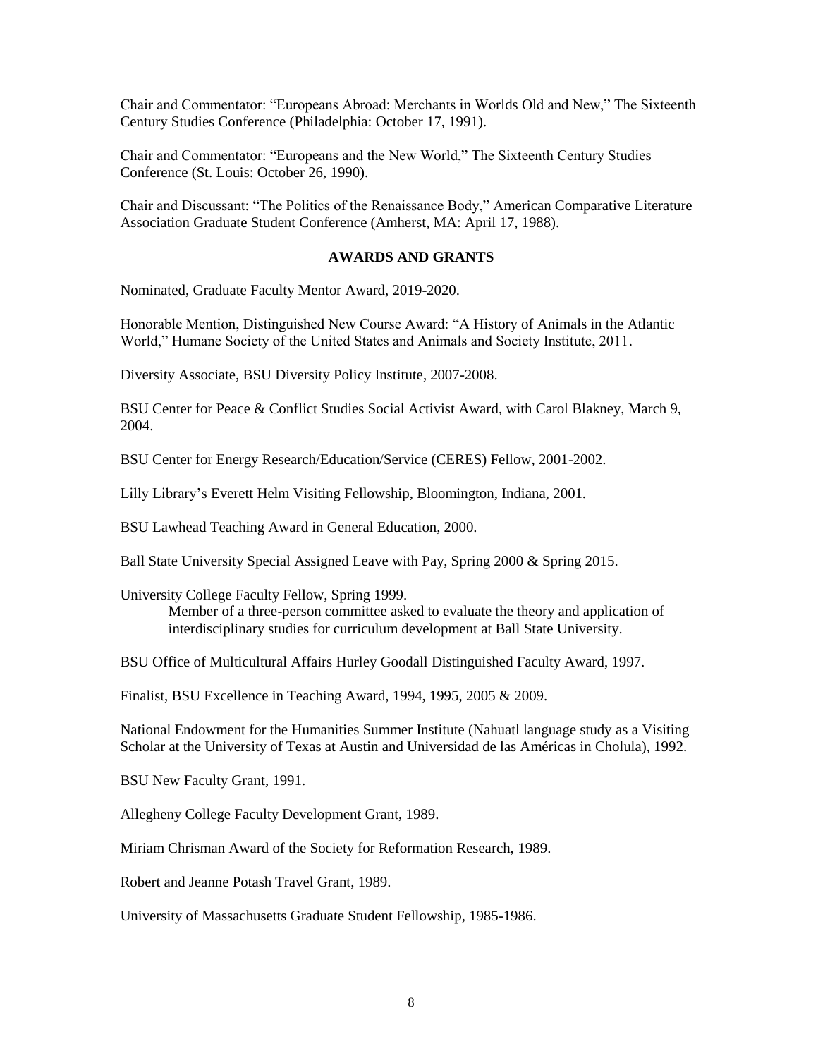Chair and Commentator: "Europeans Abroad: Merchants in Worlds Old and New," The Sixteenth Century Studies Conference (Philadelphia: October 17, 1991).

Chair and Commentator: "Europeans and the New World," The Sixteenth Century Studies Conference (St. Louis: October 26, 1990).

Chair and Discussant: "The Politics of the Renaissance Body," American Comparative Literature Association Graduate Student Conference (Amherst, MA: April 17, 1988).

## AWARDS AND GRANTS

Nominated, Graduate Faculty Mentor Award, 2019-2020.

Honorable Mention, Distinguished New Course Award: "A History of Animals in the Atlantic World," Humane Society of the United States and Animals and Society Institute, 2011.

Diversity Associate, BSU Diversity Policy Institute, 2007-2008.

BSU Center for Peace & Conflict Studies Social Activist Award, with Carol Blakney, March 9, 2004.

BSU Center for Energy Research/Education/Service (CERES) Fellow, 2001-2002.

Lilly Library's Everett Helm Visiting Fellowship, Bloomington, Indiana, 2001.

BSU Lawhead Teaching Award in General Education, 2000.

Ball State University Special Assigned Leave with Pay, Spring 2000 & Spring 2015.

University College Faculty Fellow, Spring 1999.

> Member of a three-person committee asked to evaluate the theory and application of interdisciplinary studies for curriculum development at Ball State University.

BSU Office of Multicultural Affairs Hurley Goodall Distinguished Faculty Award, 1997.

Finalist, BSU Excellence in Teaching Award, 1994, 1995, 2005 & 2009.

National Endowment for the Humanities Summer Institute (Nahuatl language study as a Visiting Scholar at the University of Texas at Austin and Universidad de las Américas in Cholula), 1992.

BSU New Faculty Grant, 1991.

Allegheny College Faculty Development Grant, 1989.

Miriam Chrisman Award of the Society for Reformation Research, 1989.

Robert and Jeanne Potash Travel Grant, 1989.

University of Massachusetts Graduate Student Fellowship, 1985-1986.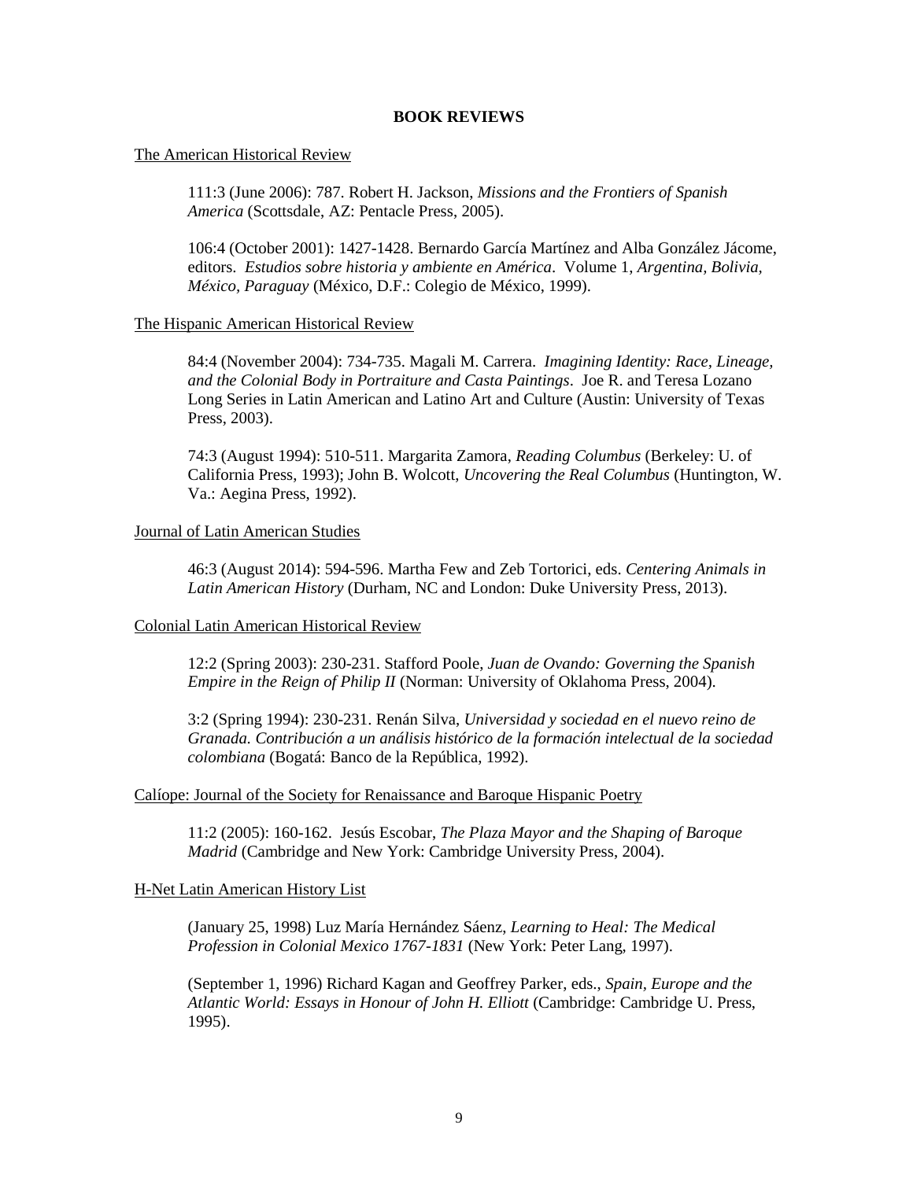## BOOK REVIEWS

<u>The American Historical Review</u>

111:3 (June 2006): 787. Robert H. Jackson, *Missions and the Frontiers of Spanish America* (Scottsdale, AZ: Pentacle Press, 2005).

106:4 (October 2001): 1427-1428. Bernardo García Martínez and Alba González Jácome, editors. *Estudios sobre historia y ambiente en América*. Volume 1, *Argentina, Bolivia, México, Paraguay* (México, D.F.: Colegio de México, 1999).

<u>The Hispanic American Historical Review</u>

84:4 (November 2004): 734-735. Magali M. Carrera. *Imagining Identity: Race, Lineage, and the Colonial Body in Portraiture and Casta Paintings*. Joe R. and Teresa Lozano Long Series in Latin American and Latino Art and Culture (Austin: University of Texas Press, 2003).

74:3 (August 1994): 510-511. Margarita Zamora, *Reading Columbus* (Berkeley: U. of California Press, 1993); John B. Wolcott, *Uncovering the Real Columbus* (Huntington, W. Va.: Aegina Press, 1992).

<u>Journal of Latin American Studies</u>

46:3 (August 2014): 594-596. Martha Few and Zeb Tortorici, eds. *Centering Animals in Latin American History* (Durham, NC and London: Duke University Press, 2013).

<u>Colonial Latin American Historical Review</u>

12:2 (Spring 2003): 230-231. Stafford Poole, *Juan de Ovando: Governing the Spanish Empire in the Reign of Philip II* (Norman: University of Oklahoma Press, 2004).

3:2 (Spring 1994): 230-231. Renán Silva, *Universidad y sociedad en el nuevo reino de Granada. Contribución a un análisis histórico de la formación intelectual de la sociedad colombiana* (Bogatá: Banco de la República, 1992).

<u>Calíope: Journal of the Society for Renaissance and Baroque Hispanic Poetry</u>

11:2 (2005): 160-162. Jesús Escobar, *The Plaza Mayor and the Shaping of Baroque Madrid* (Cambridge and New York: Cambridge University Press, 2004).

<u>H-Net Latin American History List</u>

(January 25, 1998) Luz María Hernández Sáenz, *Learning to Heal: The Medical Profession in Colonial Mexico 1767-1831* (New York: Peter Lang, 1997).

(September 1, 1996) Richard Kagan and Geoffrey Parker, eds., *Spain, Europe and the Atlantic World: Essays in Honour of John H. Elliott* (Cambridge: Cambridge U. Press, 1995).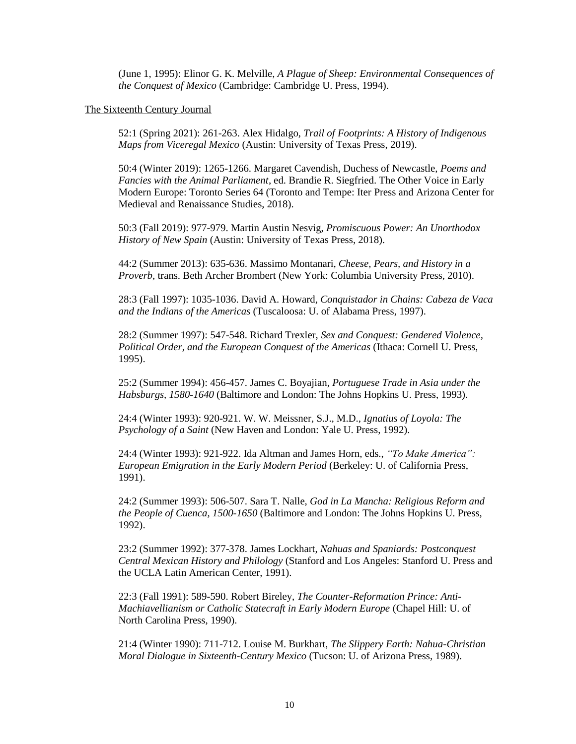(June 1, 1995): Elinor G. K. Melville, *A Plague of Sheep: Environmental Consequences of the Conquest of Mexico* (Cambridge: Cambridge U. Press, 1994).

<u>The Sixteenth Century Journal</u>

52:1 (Spring 2021): 261-263. Alex Hidalgo, *Trail of Footprints: A History of Indigenous Maps from Viceregal Mexico* (Austin: University of Texas Press, 2019).

50:4 (Winter 2019): 1265-1266. Margaret Cavendish, Duchess of Newcastle, *Poems and Fancies with the Animal Parliament*, ed. Brandie R. Siegfried. The Other Voice in Early Modern Europe: Toronto Series 64 (Toronto and Tempe: Iter Press and Arizona Center for Medieval and Renaissance Studies, 2018).

50:3 (Fall 2019): 977-979. Martin Austin Nesvig, *Promiscuous Power: An Unorthodox History of New Spain* (Austin: University of Texas Press, 2018).

44:2 (Summer 2013): 635-636. Massimo Montanari, *Cheese, Pears, and History in a Proverb*, trans. Beth Archer Brombert (New York: Columbia University Press, 2010).

28:3 (Fall 1997): 1035-1036. David A. Howard, *Conquistador in Chains: Cabeza de Vaca and the Indians of the Americas* (Tuscaloosa: U. of Alabama Press, 1997).

28:2 (Summer 1997): 547-548. Richard Trexler, *Sex and Conquest: Gendered Violence, Political Order, and the European Conquest of the Americas* (Ithaca: Cornell U. Press, 1995).

25:2 (Summer 1994): 456-457. James C. Boyajian, *Portuguese Trade in Asia under the Habsburgs, 1580-1640* (Baltimore and London: The Johns Hopkins U. Press, 1993).

24:4 (Winter 1993): 920-921. W. W. Meissner, S.J., M.D., *Ignatius of Loyola: The Psychology of a Saint* (New Haven and London: Yale U. Press, 1992).

24:4 (Winter 1993): 921-922. Ida Altman and James Horn, eds., *"To Make America": European Emigration in the Early Modern Period* (Berkeley: U. of California Press, 1991).

24:2 (Summer 1993): 506-507. Sara T. Nalle, *God in La Mancha: Religious Reform and the People of Cuenca, 1500-1650* (Baltimore and London: The Johns Hopkins U. Press, 1992).

23:2 (Summer 1992): 377-378. James Lockhart, *Nahuas and Spaniards: Postconquest Central Mexican History and Philology* (Stanford and Los Angeles: Stanford U. Press and the UCLA Latin American Center, 1991).

22:3 (Fall 1991): 589-590. Robert Bireley, *The Counter-Reformation Prince: Anti-Machiavellianism or Catholic Statecraft in Early Modern Europe* (Chapel Hill: U. of North Carolina Press, 1990).

21:4 (Winter 1990): 711-712. Louise M. Burkhart, *The Slippery Earth: Nahua-Christian Moral Dialogue in Sixteenth-Century Mexico* (Tucson: U. of Arizona Press, 1989).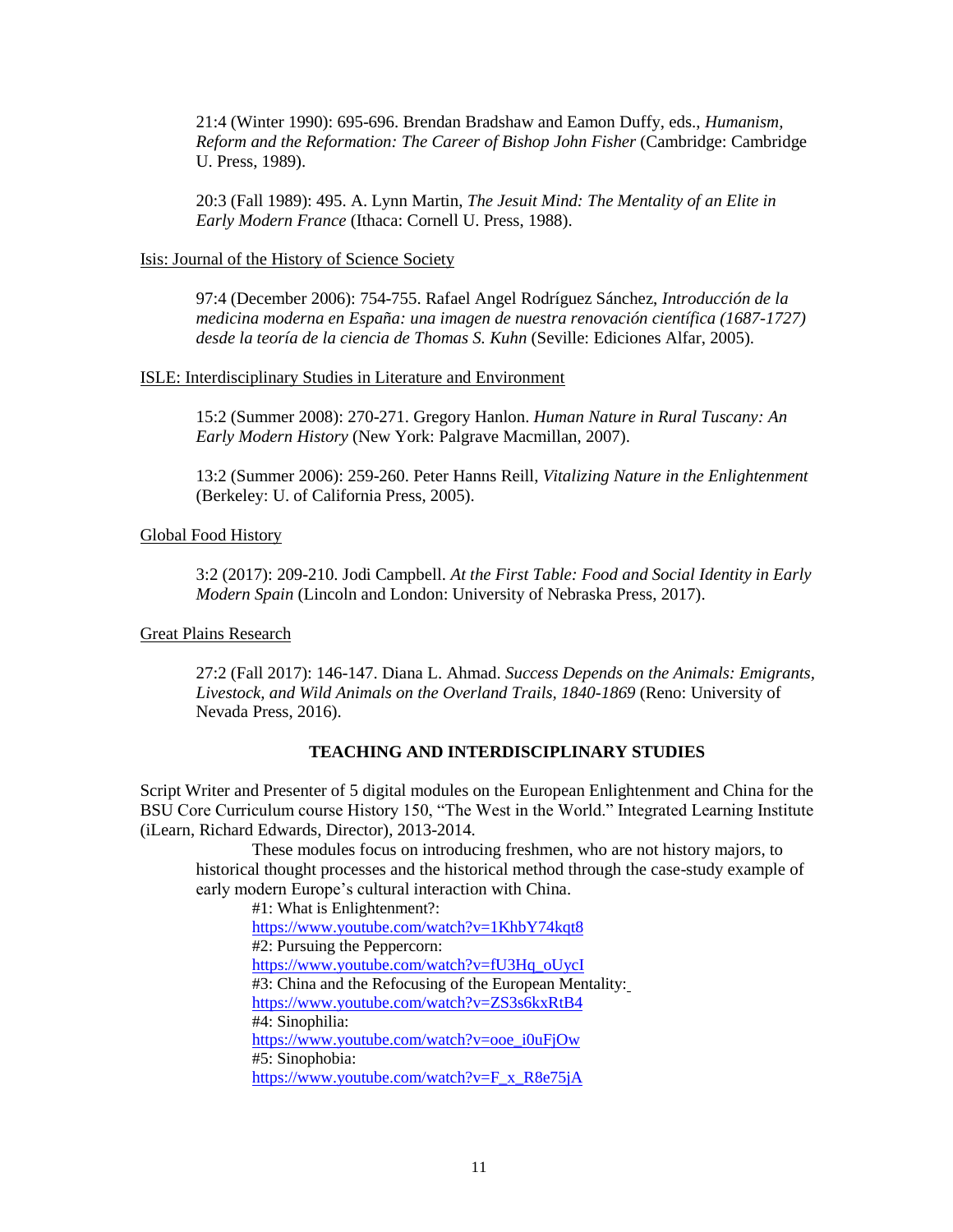21:4 (Winter 1990): 695-696. Brendan Bradshaw and Eamon Duffy, eds., *Humanism, Reform and the Reformation: The Career of Bishop John Fisher* (Cambridge: Cambridge U. Press, 1989).

20:3 (Fall 1989): 495. A. Lynn Martin, *The Jesuit Mind: The Mentality of an Elite in Early Modern France* (Ithaca: Cornell U. Press, 1988).

Isis: Journal of the History of Science Society

97:4 (December 2006): 754-755. Rafael Angel Rodríguez Sánchez, *Introducción de la medicina moderna en España: una imagen de nuestra renovación científica (1687-1727) desde la teoría de la ciencia de Thomas S. Kuhn* (Seville: Ediciones Alfar, 2005).

ISLE: Interdisciplinary Studies in Literature and Environment

15:2 (Summer 2008): 270-271. Gregory Hanlon. *Human Nature in Rural Tuscany: An Early Modern History* (New York: Palgrave Macmillan, 2007).

13:2 (Summer 2006): 259-260. Peter Hanns Reill, *Vitalizing Nature in the Enlightenment* (Berkeley: U. of California Press, 2005).

Global Food History

3:2 (2017): 209-210. Jodi Campbell. *At the First Table: Food and Social Identity in Early Modern Spain* (Lincoln and London: University of Nebraska Press, 2017).

Great Plains Research

27:2 (Fall 2017): 146-147. Diana L. Ahmad. *Success Depends on the Animals: Emigrants, Livestock, and Wild Animals on the Overland Trails, 1840-1869* (Reno: University of Nevada Press, 2016).

## TEACHING AND INTERDISCIPLINARY STUDIES

Script Writer and Presenter of 5 digital modules on the European Enlightenment and China for the BSU Core Curriculum course History 150, "The West in the World." Integrated Learning Institute (iLearn, Richard Edwards, Director), 2013-2014.

These modules focus on introducing freshmen, who are not history majors, to historical thought processes and the historical method through the case-study example of early modern Europe's cultural interaction with China.

#1: What is Enlightenment?:
https://www.youtube.com/watch?v=1KhbY74kqt8
#2: Pursuing the Peppercorn:
https://www.youtube.com/watch?v=fU3Hq_oUycI
#3: China and the Refocusing of the European Mentality:
https://www.youtube.com/watch?v=ZS3s6kxRtB4
#4: Sinophilia:
https://www.youtube.com/watch?v=ooe_i0uFjOw
#5: Sinophobia:
https://www.youtube.com/watch?v=F_x_R8e75jA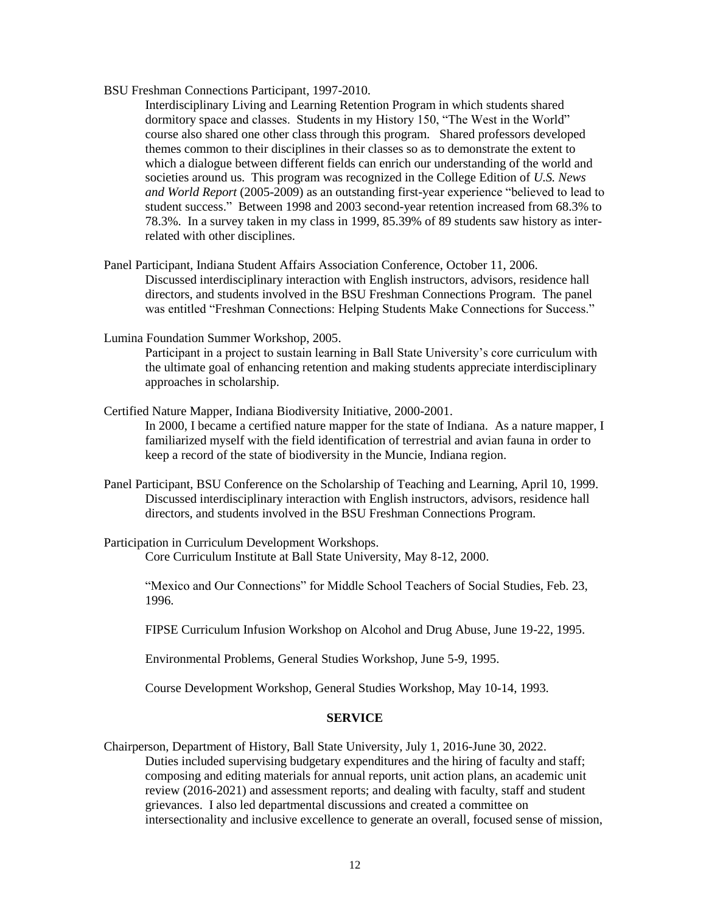BSU Freshman Connections Participant, 1997-2010.

Interdisciplinary Living and Learning Retention Program in which students shared dormitory space and classes. Students in my History 150, "The West in the World" course also shared one other class through this program. Shared professors developed themes common to their disciplines in their classes so as to demonstrate the extent to which a dialogue between different fields can enrich our understanding of the world and societies around us. This program was recognized in the College Edition of *U.S. News and World Report* (2005-2009) as an outstanding first-year experience "believed to lead to student success." Between 1998 and 2003 second-year retention increased from 68.3% to 78.3%. In a survey taken in my class in 1999, 85.39% of 89 students saw history as inter-related with other disciplines.

Panel Participant, Indiana Student Affairs Association Conference, October 11, 2006.

Discussed interdisciplinary interaction with English instructors, advisors, residence hall directors, and students involved in the BSU Freshman Connections Program. The panel was entitled "Freshman Connections: Helping Students Make Connections for Success."

Lumina Foundation Summer Workshop, 2005.

Participant in a project to sustain learning in Ball State University's core curriculum with the ultimate goal of enhancing retention and making students appreciate interdisciplinary approaches in scholarship.

Certified Nature Mapper, Indiana Biodiversity Initiative, 2000-2001.

In 2000, I became a certified nature mapper for the state of Indiana. As a nature mapper, I familiarized myself with the field identification of terrestrial and avian fauna in order to keep a record of the state of biodiversity in the Muncie, Indiana region.

Panel Participant, BSU Conference on the Scholarship of Teaching and Learning, April 10, 1999.

Discussed interdisciplinary interaction with English instructors, advisors, residence hall directors, and students involved in the BSU Freshman Connections Program.

Participation in Curriculum Development Workshops.

Core Curriculum Institute at Ball State University, May 8-12, 2000.

"Mexico and Our Connections" for Middle School Teachers of Social Studies, Feb. 23, 1996.

FIPSE Curriculum Infusion Workshop on Alcohol and Drug Abuse, June 19-22, 1995.

Environmental Problems, General Studies Workshop, June 5-9, 1995.

Course Development Workshop, General Studies Workshop, May 10-14, 1993.

## SERVICE

Chairperson, Department of History, Ball State University, July 1, 2016-June 30, 2022.

Duties included supervising budgetary expenditures and the hiring of faculty and staff; composing and editing materials for annual reports, unit action plans, an academic unit review (2016-2021) and assessment reports; and dealing with faculty, staff and student grievances. I also led departmental discussions and created a committee on intersectionality and inclusive excellence to generate an overall, focused sense of mission,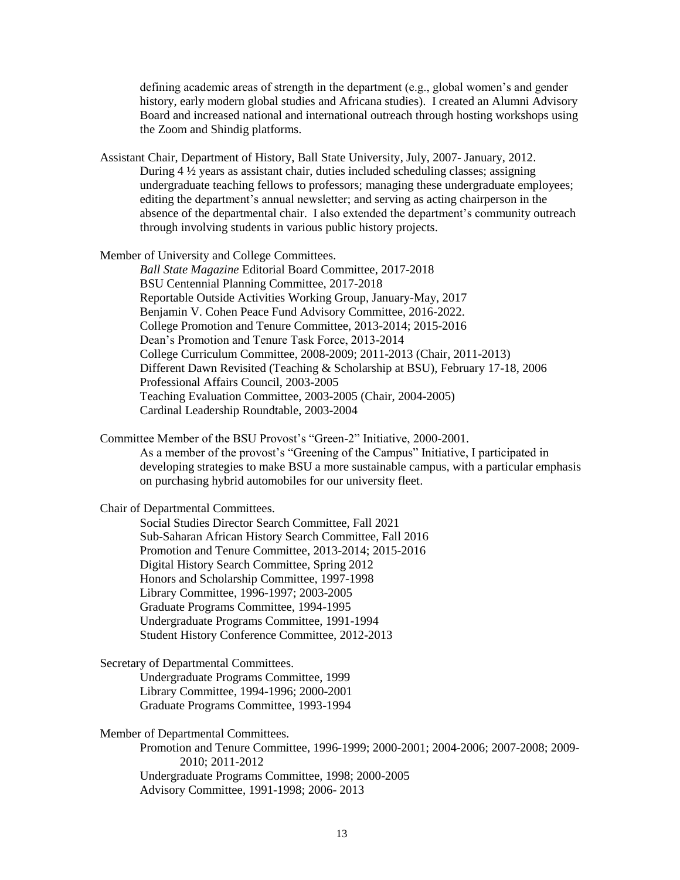defining academic areas of strength in the department (e.g., global women's and gender history, early modern global studies and Africana studies). I created an Alumni Advisory Board and increased national and international outreach through hosting workshops using the Zoom and Shindig platforms.

Assistant Chair, Department of History, Ball State University, July, 2007- January, 2012.

During 4 ½ years as assistant chair, duties included scheduling classes; assigning undergraduate teaching fellows to professors; managing these undergraduate employees; editing the department's annual newsletter; and serving as acting chairperson in the absence of the departmental chair. I also extended the department's community outreach through involving students in various public history projects.

Member of University and College Committees.

*Ball State Magazine* Editorial Board Committee, 2017-2018
BSU Centennial Planning Committee, 2017-2018
Reportable Outside Activities Working Group, January-May, 2017
Benjamin V. Cohen Peace Fund Advisory Committee, 2016-2022.
College Promotion and Tenure Committee, 2013-2014; 2015-2016
Dean's Promotion and Tenure Task Force, 2013-2014
College Curriculum Committee, 2008-2009; 2011-2013 (Chair, 2011-2013)
Different Dawn Revisited (Teaching & Scholarship at BSU), February 17-18, 2006
Professional Affairs Council, 2003-2005
Teaching Evaluation Committee, 2003-2005 (Chair, 2004-2005)
Cardinal Leadership Roundtable, 2003-2004

Committee Member of the BSU Provost's "Green-2" Initiative, 2000-2001.

As a member of the provost's "Greening of the Campus" Initiative, I participated in developing strategies to make BSU a more sustainable campus, with a particular emphasis on purchasing hybrid automobiles for our university fleet.

Chair of Departmental Committees.

Social Studies Director Search Committee, Fall 2021
Sub-Saharan African History Search Committee, Fall 2016
Promotion and Tenure Committee, 2013-2014; 2015-2016
Digital History Search Committee, Spring 2012
Honors and Scholarship Committee, 1997-1998
Library Committee, 1996-1997; 2003-2005
Graduate Programs Committee, 1994-1995
Undergraduate Programs Committee, 1991-1994
Student History Conference Committee, 2012-2013

Secretary of Departmental Committees.

Undergraduate Programs Committee, 1999
Library Committee, 1994-1996; 2000-2001
Graduate Programs Committee, 1993-1994

Member of Departmental Committees.

Promotion and Tenure Committee, 1996-1999; 2000-2001; 2004-2006; 2007-2008; 2009-2010; 2011-2012
Undergraduate Programs Committee, 1998; 2000-2005
Advisory Committee, 1991-1998; 2006- 2013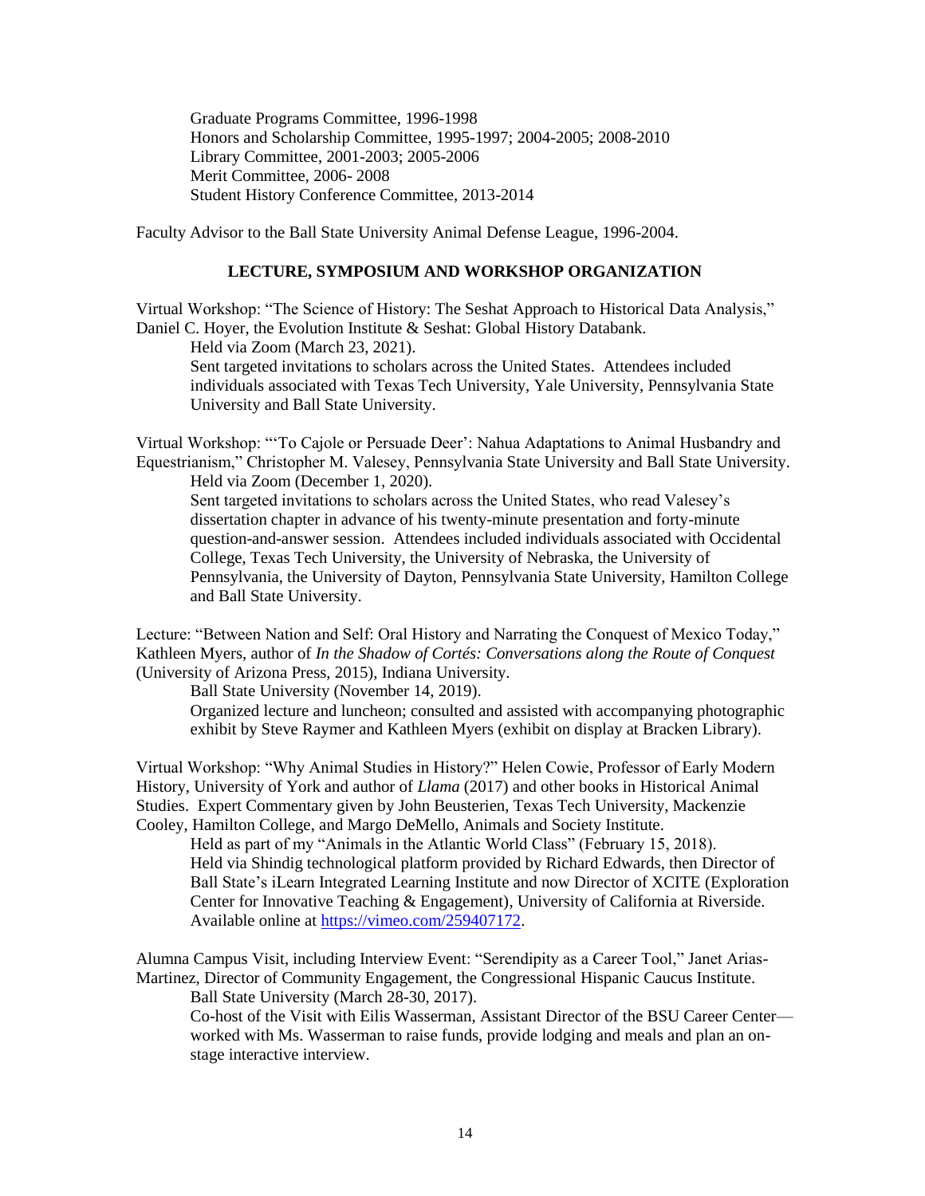Graduate Programs Committee, 1996-1998
Honors and Scholarship Committee, 1995-1997; 2004-2005; 2008-2010
Library Committee, 2001-2003; 2005-2006
Merit Committee, 2006- 2008
Student History Conference Committee, 2013-2014

Faculty Advisor to the Ball State University Animal Defense League, 1996-2004.

## LECTURE, SYMPOSIUM AND WORKSHOP ORGANIZATION

Virtual Workshop: "The Science of History: The Seshat Approach to Historical Data Analysis," Daniel C. Hoyer, the Evolution Institute & Seshat: Global History Databank.

Held via Zoom (March 23, 2021).

Sent targeted invitations to scholars across the United States. Attendees included individuals associated with Texas Tech University, Yale University, Pennsylvania State University and Ball State University.

Virtual Workshop: "'To Cajole or Persuade Deer': Nahua Adaptations to Animal Husbandry and Equestrianism," Christopher M. Valesey, Pennsylvania State University and Ball State University.

Held via Zoom (December 1, 2020).

Sent targeted invitations to scholars across the United States, who read Valesey's dissertation chapter in advance of his twenty-minute presentation and forty-minute question-and-answer session. Attendees included individuals associated with Occidental College, Texas Tech University, the University of Nebraska, the University of Pennsylvania, the University of Dayton, Pennsylvania State University, Hamilton College and Ball State University.

Lecture: "Between Nation and Self: Oral History and Narrating the Conquest of Mexico Today," Kathleen Myers, author of *In the Shadow of Cortés: Conversations along the Route of Conquest* (University of Arizona Press, 2015), Indiana University.

Ball State University (November 14, 2019).

Organized lecture and luncheon; consulted and assisted with accompanying photographic exhibit by Steve Raymer and Kathleen Myers (exhibit on display at Bracken Library).

Virtual Workshop: "Why Animal Studies in History?" Helen Cowie, Professor of Early Modern History, University of York and author of *Llama* (2017) and other books in Historical Animal Studies. Expert Commentary given by John Beusterien, Texas Tech University, Mackenzie Cooley, Hamilton College, and Margo DeMello, Animals and Society Institute.

Held as part of my "Animals in the Atlantic World Class" (February 15, 2018).

Held via Shindig technological platform provided by Richard Edwards, then Director of Ball State's iLearn Integrated Learning Institute and now Director of XCITE (Exploration Center for Innovative Teaching & Engagement), University of California at Riverside. Available online at https://vimeo.com/259407172.

Alumna Campus Visit, including Interview Event: "Serendipity as a Career Tool," Janet Arias-Martinez, Director of Community Engagement, the Congressional Hispanic Caucus Institute.

Ball State University (March 28-30, 2017).

Co-host of the Visit with Eilis Wasserman, Assistant Director of the BSU Career Center—worked with Ms. Wasserman to raise funds, provide lodging and meals and plan an on-stage interactive interview.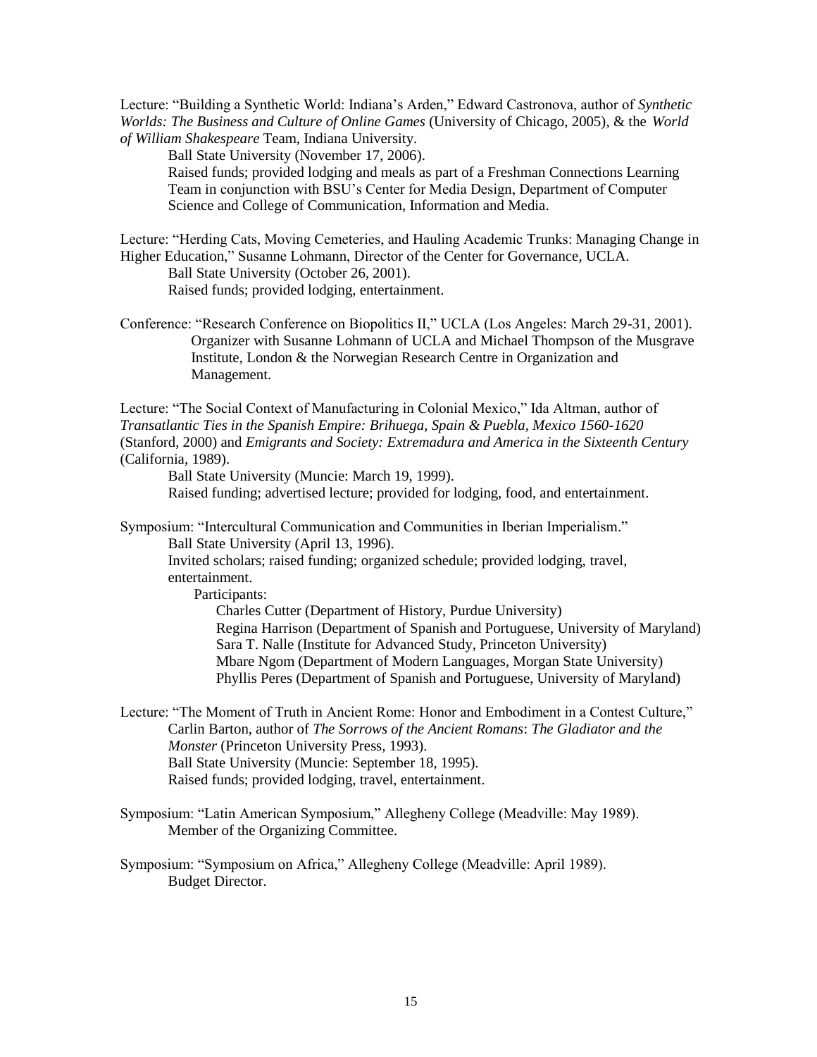Lecture: "Building a Synthetic World: Indiana's Arden," Edward Castronova, author of *Synthetic Worlds: The Business and Culture of Online Games* (University of Chicago, 2005), & the *World of William Shakespeare* Team, Indiana University.

Ball State University (November 17, 2006).

Raised funds; provided lodging and meals as part of a Freshman Connections Learning Team in conjunction with BSU's Center for Media Design, Department of Computer Science and College of Communication, Information and Media.

Lecture: "Herding Cats, Moving Cemeteries, and Hauling Academic Trunks: Managing Change in Higher Education," Susanne Lohmann, Director of the Center for Governance, UCLA.

Ball State University (October 26, 2001).

Raised funds; provided lodging, entertainment.

Conference: "Research Conference on Biopolitics II," UCLA (Los Angeles: March 29-31, 2001).

Organizer with Susanne Lohmann of UCLA and Michael Thompson of the Musgrave Institute, London & the Norwegian Research Centre in Organization and Management.

Lecture: "The Social Context of Manufacturing in Colonial Mexico," Ida Altman, author of *Transatlantic Ties in the Spanish Empire: Brihuega, Spain & Puebla, Mexico 1560-1620* (Stanford, 2000) and *Emigrants and Society: Extremadura and America in the Sixteenth Century* (California, 1989).

Ball State University (Muncie: March 19, 1999).

Raised funding; advertised lecture; provided for lodging, food, and entertainment.

Symposium: "Intercultural Communication and Communities in Iberian Imperialism."

Ball State University (April 13, 1996).

Invited scholars; raised funding; organized schedule; provided lodging, travel, entertainment.

Participants:

- Charles Cutter (Department of History, Purdue University)
- Regina Harrison (Department of Spanish and Portuguese, University of Maryland)
- Sara T. Nalle (Institute for Advanced Study, Princeton University)
- Mbare Ngom (Department of Modern Languages, Morgan State University)
- Phyllis Peres (Department of Spanish and Portuguese, University of Maryland)

Lecture: "The Moment of Truth in Ancient Rome: Honor and Embodiment in a Contest Culture," Carlin Barton, author of *The Sorrows of the Ancient Romans*: *The Gladiator and the Monster* (Princeton University Press, 1993).

Ball State University (Muncie: September 18, 1995).

Raised funds; provided lodging, travel, entertainment.

Symposium: "Latin American Symposium," Allegheny College (Meadville: May 1989).

Member of the Organizing Committee.

Symposium: "Symposium on Africa," Allegheny College (Meadville: April 1989).

Budget Director.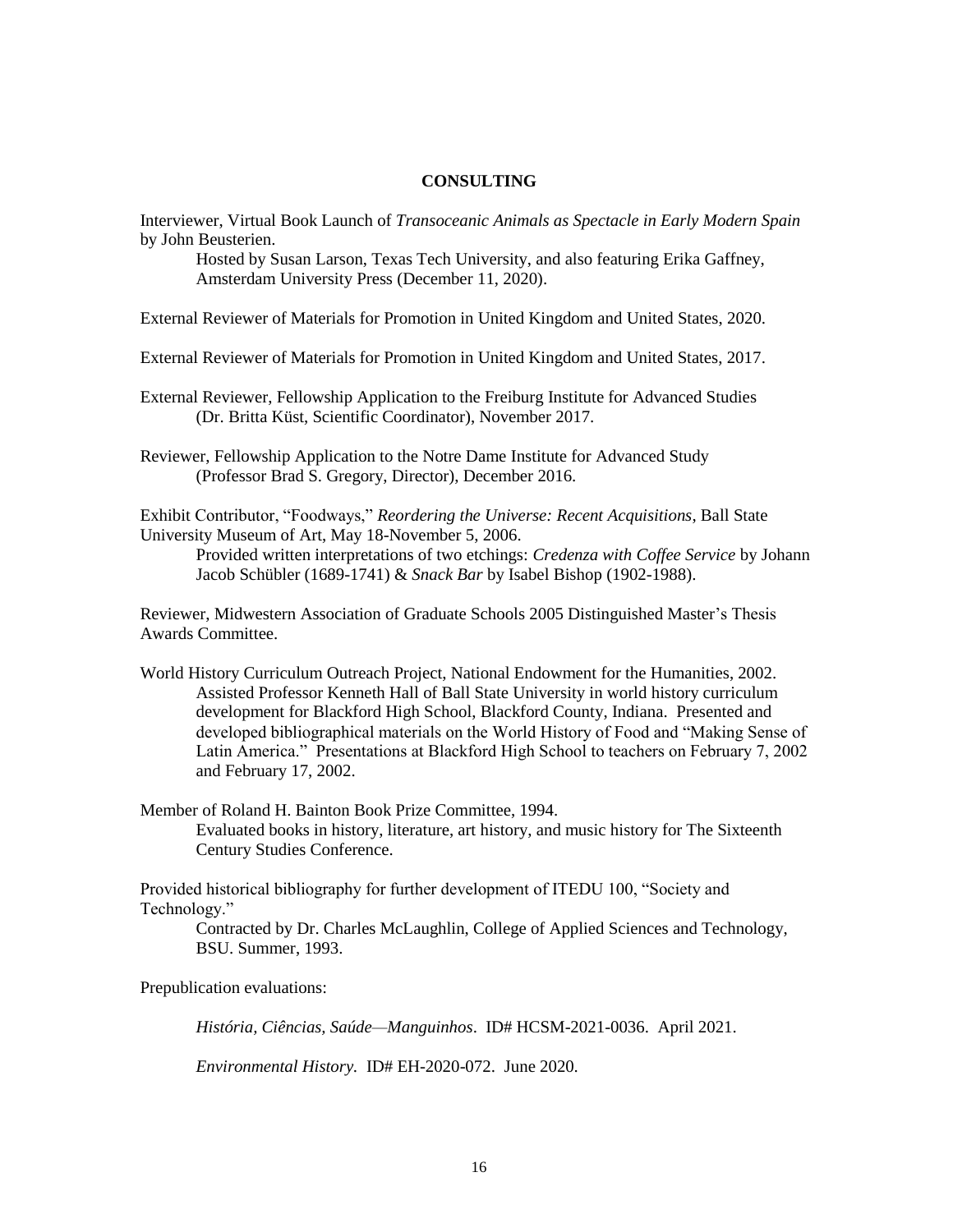## CONSULTING

Interviewer, Virtual Book Launch of *Transoceanic Animals as Spectacle in Early Modern Spain* by John Beusterien.

> Hosted by Susan Larson, Texas Tech University, and also featuring Erika Gaffney, Amsterdam University Press (December 11, 2020).

External Reviewer of Materials for Promotion in United Kingdom and United States, 2020.

External Reviewer of Materials for Promotion in United Kingdom and United States, 2017.

External Reviewer, Fellowship Application to the Freiburg Institute for Advanced Studies

> (Dr. Britta Küst, Scientific Coordinator), November 2017.

Reviewer, Fellowship Application to the Notre Dame Institute for Advanced Study

> (Professor Brad S. Gregory, Director), December 2016.

Exhibit Contributor, "Foodways," *Reordering the Universe: Recent Acquisitions*, Ball State University Museum of Art, May 18-November 5, 2006.

> Provided written interpretations of two etchings: *Credenza with Coffee Service* by Johann Jacob Schübler (1689-1741) & *Snack Bar* by Isabel Bishop (1902-1988).

Reviewer, Midwestern Association of Graduate Schools 2005 Distinguished Master's Thesis Awards Committee.

World History Curriculum Outreach Project, National Endowment for the Humanities, 2002.

> Assisted Professor Kenneth Hall of Ball State University in world history curriculum development for Blackford High School, Blackford County, Indiana. Presented and developed bibliographical materials on the World History of Food and "Making Sense of Latin America." Presentations at Blackford High School to teachers on February 7, 2002 and February 17, 2002.

Member of Roland H. Bainton Book Prize Committee, 1994.

> Evaluated books in history, literature, art history, and music history for The Sixteenth Century Studies Conference.

Provided historical bibliography for further development of ITEDU 100, "Society and Technology."

> Contracted by Dr. Charles McLaughlin, College of Applied Sciences and Technology, BSU. Summer, 1993.

Prepublication evaluations:

> *História, Ciências, Saúde—Manguinhos*. ID# HCSM-2021-0036. April 2021.
>
> *Environmental History.* ID# EH-2020-072. June 2020.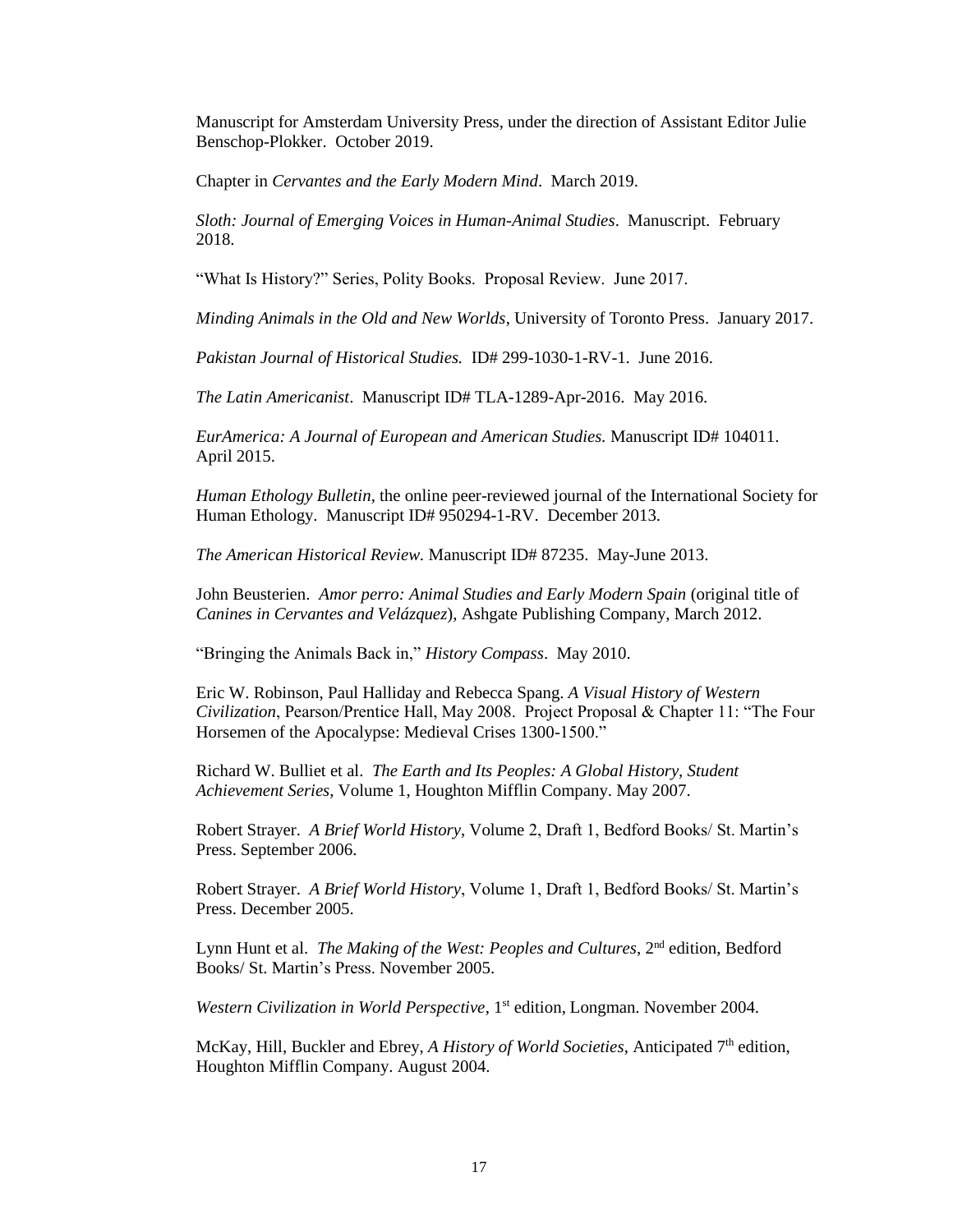Manuscript for Amsterdam University Press, under the direction of Assistant Editor Julie Benschop-Plokker. October 2019.

Chapter in *Cervantes and the Early Modern Mind*. March 2019.

*Sloth: Journal of Emerging Voices in Human-Animal Studies*. Manuscript. February 2018.

"What Is History?" Series, Polity Books. Proposal Review. June 2017.

*Minding Animals in the Old and New Worlds*, University of Toronto Press. January 2017.

*Pakistan Journal of Historical Studies.* ID# 299-1030-1-RV-1. June 2016.

*The Latin Americanist*. Manuscript ID# TLA-1289-Apr-2016. May 2016.

*EurAmerica: A Journal of European and American Studies.* Manuscript ID# 104011. April 2015.

*Human Ethology Bulletin*, the online peer-reviewed journal of the International Society for Human Ethology. Manuscript ID# 950294-1-RV. December 2013.

*The American Historical Review*. Manuscript ID# 87235. May-June 2013.

John Beusterien. *Amor perro: Animal Studies and Early Modern Spain* (original title of *Canines in Cervantes and Velázquez*), Ashgate Publishing Company, March 2012.

"Bringing the Animals Back in," *History Compass*. May 2010.

Eric W. Robinson, Paul Halliday and Rebecca Spang. *A Visual History of Western Civilization*, Pearson/Prentice Hall, May 2008. Project Proposal & Chapter 11: "The Four Horsemen of the Apocalypse: Medieval Crises 1300-1500."

Richard W. Bulliet et al. *The Earth and Its Peoples: A Global History, Student Achievement Series*, Volume 1, Houghton Mifflin Company. May 2007.

Robert Strayer. *A Brief World History*, Volume 2, Draft 1, Bedford Books/ St. Martin's Press. September 2006.

Robert Strayer. *A Brief World History*, Volume 1, Draft 1, Bedford Books/ St. Martin's Press. December 2005.

Lynn Hunt et al. *The Making of the West: Peoples and Cultures*, 2nd edition, Bedford Books/ St. Martin's Press. November 2005.

*Western Civilization in World Perspective*, 1st edition, Longman. November 2004.

McKay, Hill, Buckler and Ebrey, *A History of World Societies*, Anticipated 7th edition, Houghton Mifflin Company. August 2004.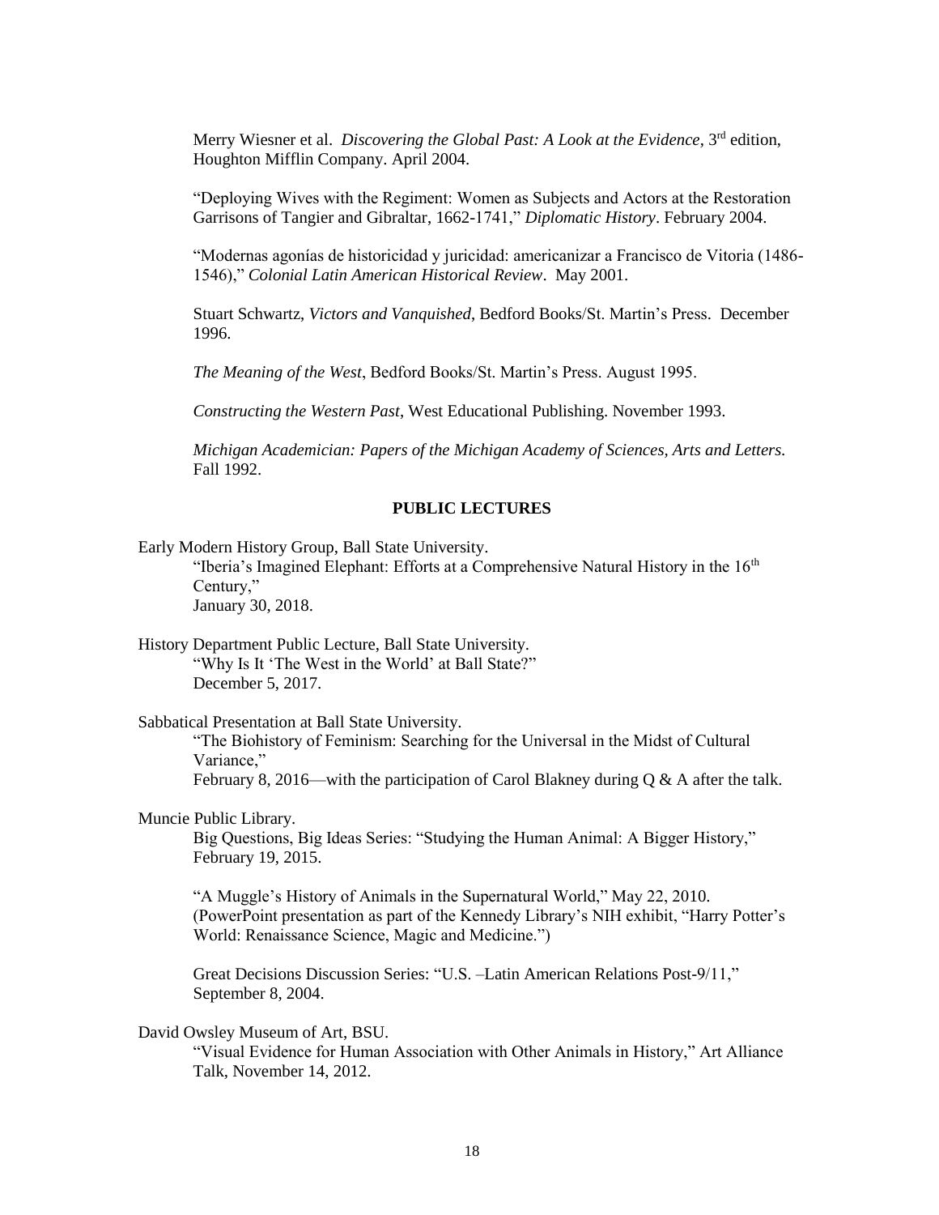Merry Wiesner et al. *Discovering the Global Past: A Look at the Evidence*, 3rd edition, Houghton Mifflin Company. April 2004.

"Deploying Wives with the Regiment: Women as Subjects and Actors at the Restoration Garrisons of Tangier and Gibraltar, 1662-1741," *Diplomatic History*. February 2004.

"Modernas agonías de historicidad y juricidad: americanizar a Francisco de Vitoria (1486-1546)," *Colonial Latin American Historical Review*. May 2001.

Stuart Schwartz, *Victors and Vanquished*, Bedford Books/St. Martin's Press. December 1996.

*The Meaning of the West*, Bedford Books/St. Martin's Press. August 1995.

*Constructing the Western Past*, West Educational Publishing. November 1993.

*Michigan Academician: Papers of the Michigan Academy of Sciences, Arts and Letters*. Fall 1992.

## PUBLIC LECTURES

Early Modern History Group, Ball State University.
"Iberia's Imagined Elephant: Efforts at a Comprehensive Natural History in the 16th Century,"
January 30, 2018.

History Department Public Lecture, Ball State University.
"Why Is It 'The West in the World' at Ball State?"
December 5, 2017.

Sabbatical Presentation at Ball State University.
"The Biohistory of Feminism: Searching for the Universal in the Midst of Cultural Variance,"
February 8, 2016—with the participation of Carol Blakney during Q & A after the talk.

Muncie Public Library.
Big Questions, Big Ideas Series: "Studying the Human Animal: A Bigger History," February 19, 2015.

"A Muggle's History of Animals in the Supernatural World," May 22, 2010. (PowerPoint presentation as part of the Kennedy Library's NIH exhibit, "Harry Potter's World: Renaissance Science, Magic and Medicine.")

Great Decisions Discussion Series: "U.S. –Latin American Relations Post-9/11," September 8, 2004.

David Owsley Museum of Art, BSU.
"Visual Evidence for Human Association with Other Animals in History," Art Alliance Talk, November 14, 2012.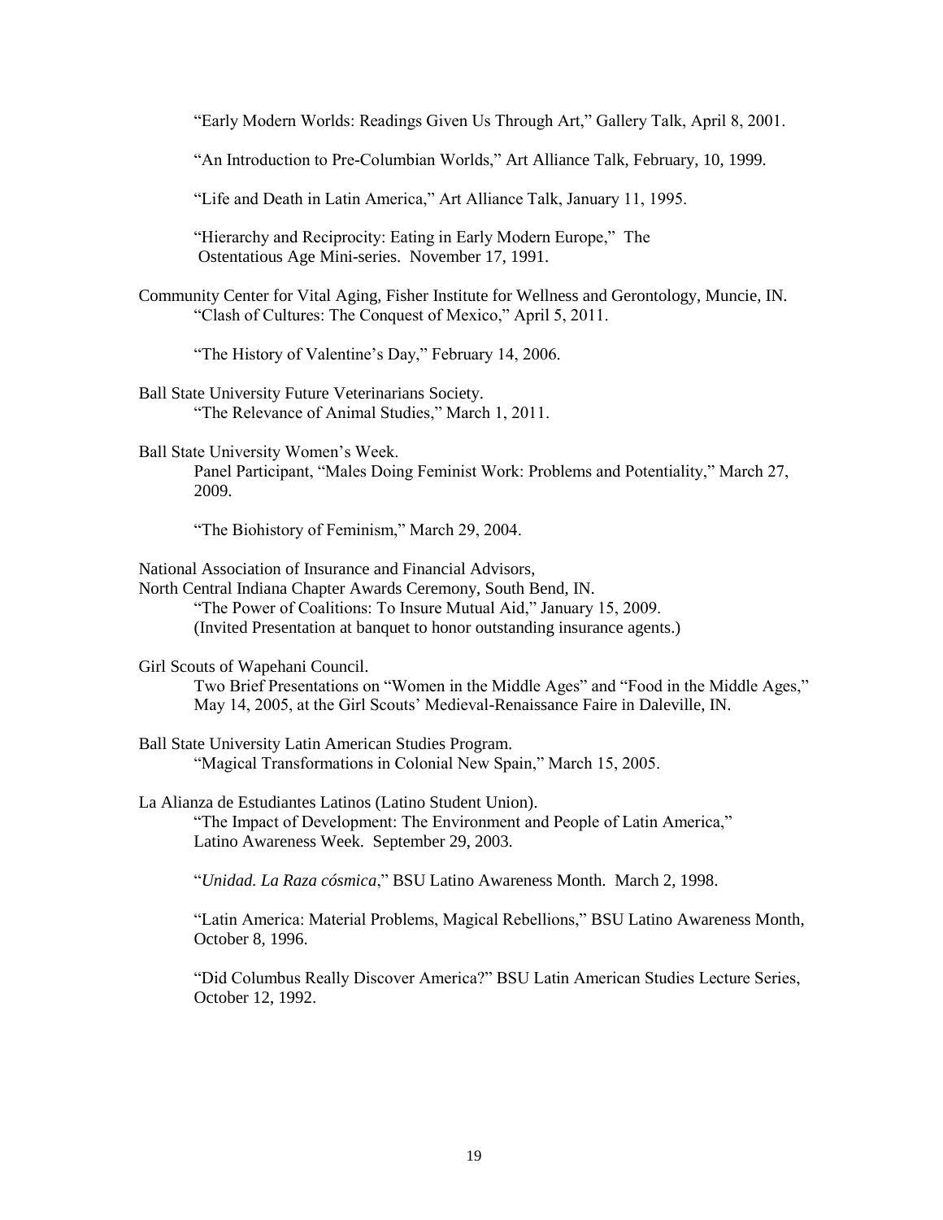"Early Modern Worlds: Readings Given Us Through Art," Gallery Talk, April 8, 2001.

"An Introduction to Pre-Columbian Worlds," Art Alliance Talk, February, 10, 1999.

"Life and Death in Latin America," Art Alliance Talk, January 11, 1995.

"Hierarchy and Reciprocity: Eating in Early Modern Europe," The Ostentatious Age Mini-series. November 17, 1991.

Community Center for Vital Aging, Fisher Institute for Wellness and Gerontology, Muncie, IN.
"Clash of Cultures: The Conquest of Mexico," April 5, 2011.

"The History of Valentine's Day," February 14, 2006.

Ball State University Future Veterinarians Society.
"The Relevance of Animal Studies," March 1, 2011.

Ball State University Women's Week.
Panel Participant, "Males Doing Feminist Work: Problems and Potentiality," March 27, 2009.

"The Biohistory of Feminism," March 29, 2004.

National Association of Insurance and Financial Advisors,
North Central Indiana Chapter Awards Ceremony, South Bend, IN.
"The Power of Coalitions: To Insure Mutual Aid," January 15, 2009.
(Invited Presentation at banquet to honor outstanding insurance agents.)

Girl Scouts of Wapehani Council.
Two Brief Presentations on "Women in the Middle Ages" and "Food in the Middle Ages," May 14, 2005, at the Girl Scouts' Medieval-Renaissance Faire in Daleville, IN.

Ball State University Latin American Studies Program.
"Magical Transformations in Colonial New Spain," March 15, 2005.

La Alianza de Estudiantes Latinos (Latino Student Union).
"The Impact of Development: The Environment and People of Latin America," Latino Awareness Week. September 29, 2003.

"*Unidad. La Raza cósmica*," BSU Latino Awareness Month. March 2, 1998.

"Latin America: Material Problems, Magical Rebellions," BSU Latino Awareness Month, October 8, 1996.

"Did Columbus Really Discover America?" BSU Latin American Studies Lecture Series, October 12, 1992.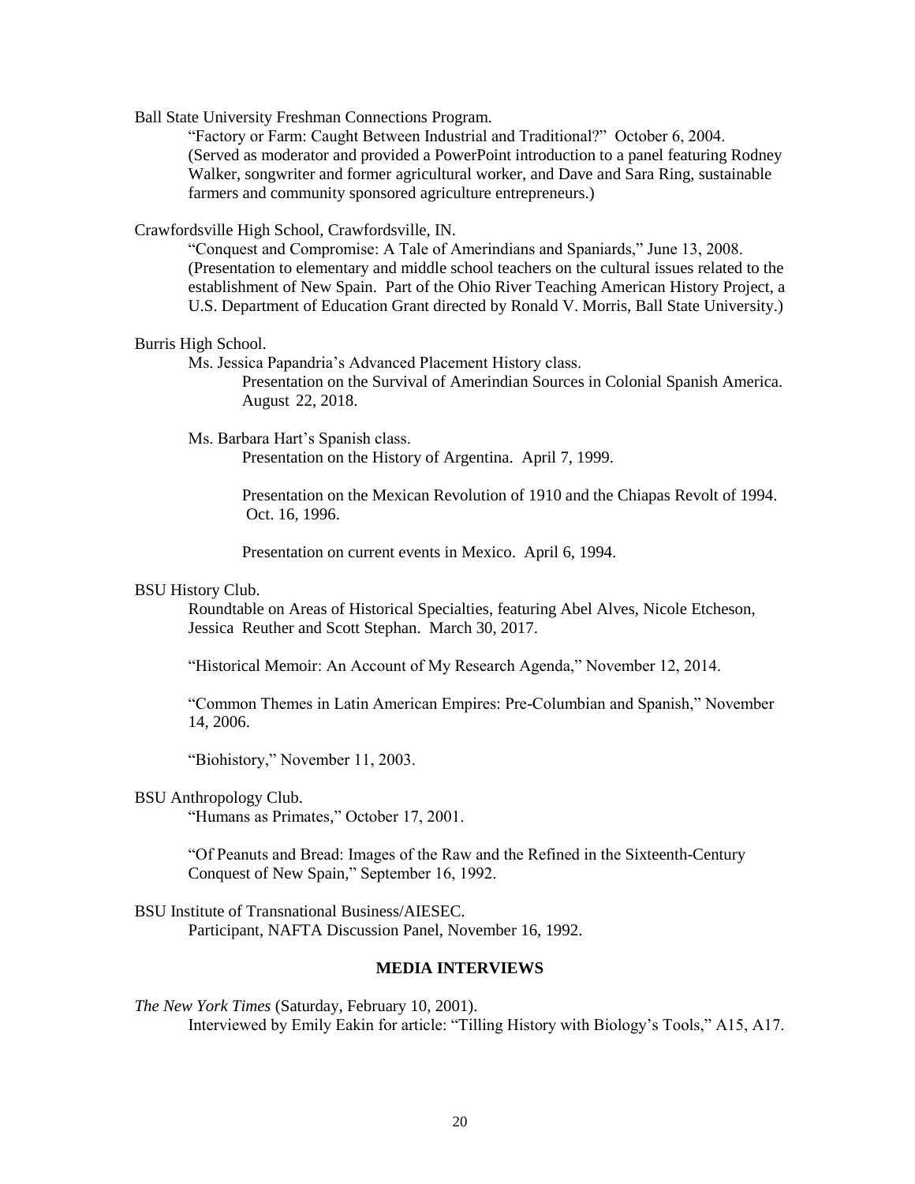Ball State University Freshman Connections Program.

“Factory or Farm: Caught Between Industrial and Traditional?” October 6, 2004. (Served as moderator and provided a PowerPoint introduction to a panel featuring Rodney Walker, songwriter and former agricultural worker, and Dave and Sara Ring, sustainable farmers and community sponsored agriculture entrepreneurs.)

Crawfordsville High School, Crawfordsville, IN.

“Conquest and Compromise: A Tale of Amerindians and Spaniards,” June 13, 2008. (Presentation to elementary and middle school teachers on the cultural issues related to the establishment of New Spain. Part of the Ohio River Teaching American History Project, a U.S. Department of Education Grant directed by Ronald V. Morris, Ball State University.)

Burris High School.

Ms. Jessica Papandria’s Advanced Placement History class.

Presentation on the Survival of Amerindian Sources in Colonial Spanish America. August 22, 2018.

Ms. Barbara Hart’s Spanish class.

Presentation on the History of Argentina. April 7, 1999.

Presentation on the Mexican Revolution of 1910 and the Chiapas Revolt of 1994. Oct. 16, 1996.

Presentation on current events in Mexico. April 6, 1994.

BSU History Club.

Roundtable on Areas of Historical Specialties, featuring Abel Alves, Nicole Etcheson, Jessica Reuther and Scott Stephan. March 30, 2017.

“Historical Memoir: An Account of My Research Agenda,” November 12, 2014.

“Common Themes in Latin American Empires: Pre-Columbian and Spanish,” November 14, 2006.

“Biohistory,” November 11, 2003.

BSU Anthropology Club.

“Humans as Primates,” October 17, 2001.

“Of Peanuts and Bread: Images of the Raw and the Refined in the Sixteenth-Century Conquest of New Spain,” September 16, 1992.

BSU Institute of Transnational Business/AIESEC.

Participant, NAFTA Discussion Panel, November 16, 1992.

## MEDIA INTERVIEWS

*The New York Times* (Saturday, February 10, 2001).

Interviewed by Emily Eakin for article: “Tilling History with Biology’s Tools,” A15, A17.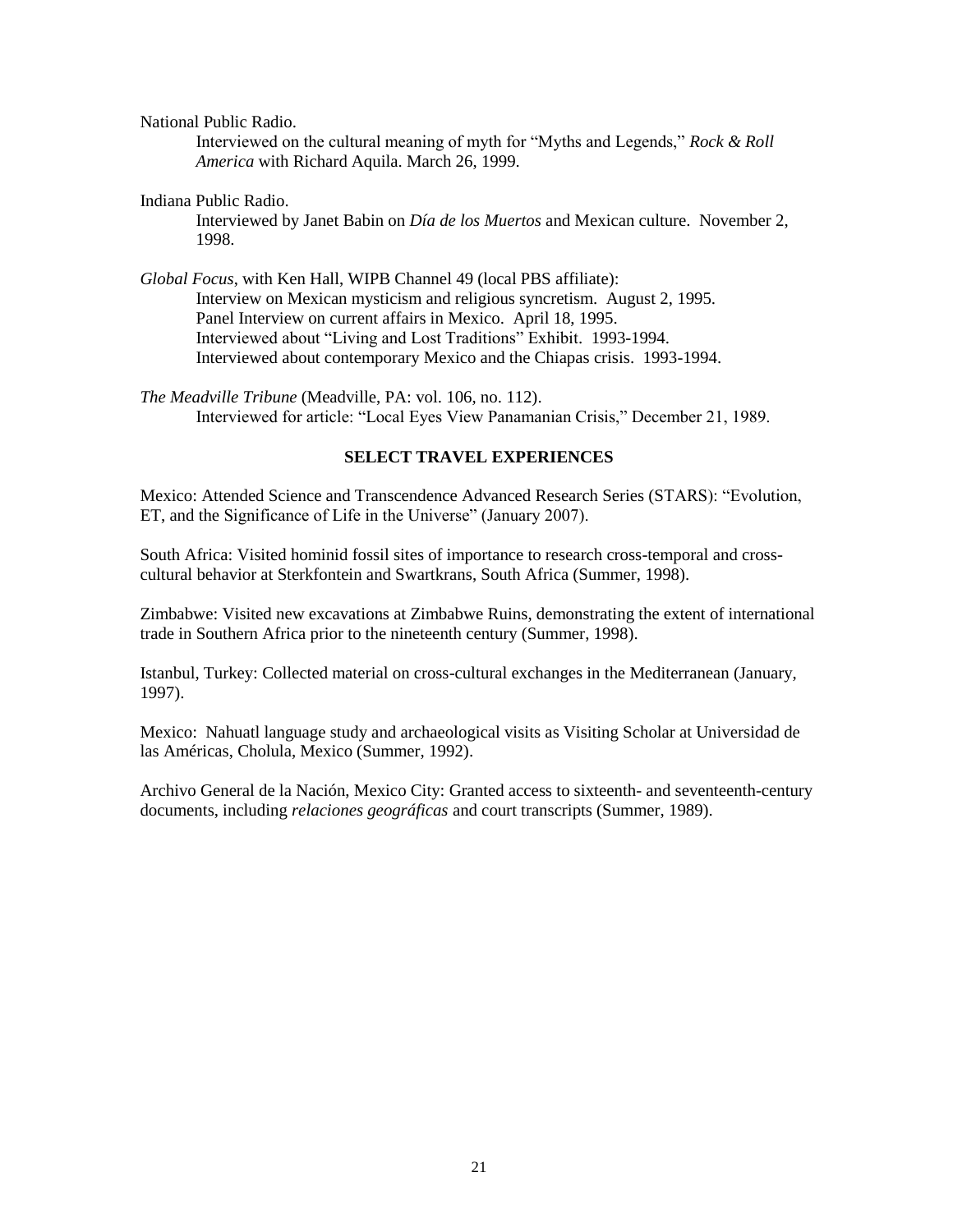National Public Radio.

Interviewed on the cultural meaning of myth for "Myths and Legends," *Rock & Roll America* with Richard Aquila. March 26, 1999.

Indiana Public Radio.

Interviewed by Janet Babin on *Día de los Muertos* and Mexican culture. November 2, 1998.

*Global Focus*, with Ken Hall, WIPB Channel 49 (local PBS affiliate):

Interview on Mexican mysticism and religious syncretism. August 2, 1995.
Panel Interview on current affairs in Mexico. April 18, 1995.
Interviewed about "Living and Lost Traditions" Exhibit. 1993-1994.
Interviewed about contemporary Mexico and the Chiapas crisis. 1993-1994.

*The Meadville Tribune* (Meadville, PA: vol. 106, no. 112).

Interviewed for article: "Local Eyes View Panamanian Crisis," December 21, 1989.

## SELECT TRAVEL EXPERIENCES

Mexico: Attended Science and Transcendence Advanced Research Series (STARS): "Evolution, ET, and the Significance of Life in the Universe" (January 2007).

South Africa: Visited hominid fossil sites of importance to research cross-temporal and cross-cultural behavior at Sterkfontein and Swartkrans, South Africa (Summer, 1998).

Zimbabwe: Visited new excavations at Zimbabwe Ruins, demonstrating the extent of international trade in Southern Africa prior to the nineteenth century (Summer, 1998).

Istanbul, Turkey: Collected material on cross-cultural exchanges in the Mediterranean (January, 1997).

Mexico: Nahuatl language study and archaeological visits as Visiting Scholar at Universidad de las Américas, Cholula, Mexico (Summer, 1992).

Archivo General de la Nación, Mexico City: Granted access to sixteenth- and seventeenth-century documents, including *relaciones geográficas* and court transcripts (Summer, 1989).